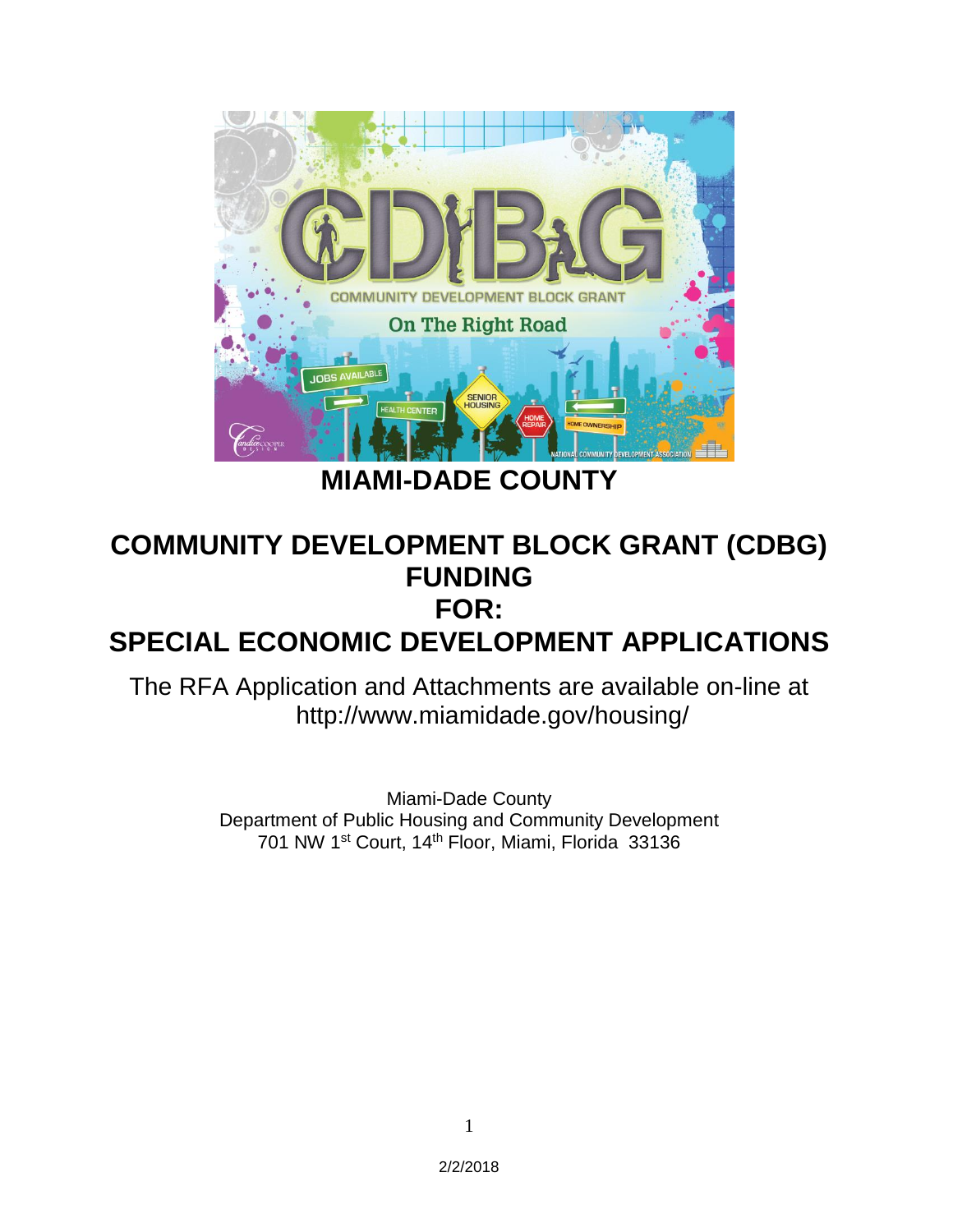# MIAMI-DADE COUNTY

# COMMUNITY DEVELOPMENT BLOCK GRANT (CDBG) FUNDING FOR: SPECIAL ECONOMIC DEVELOPMENT APPLICATIONS

The RFA Application and Attachments are available on-line at http://www.miamidade.gov/housing/

Miami-Dade County
Department of Public Housing and Community Development
701 NW 1st Court, 14th Floor, Miami, Florida 33136

2/2/2018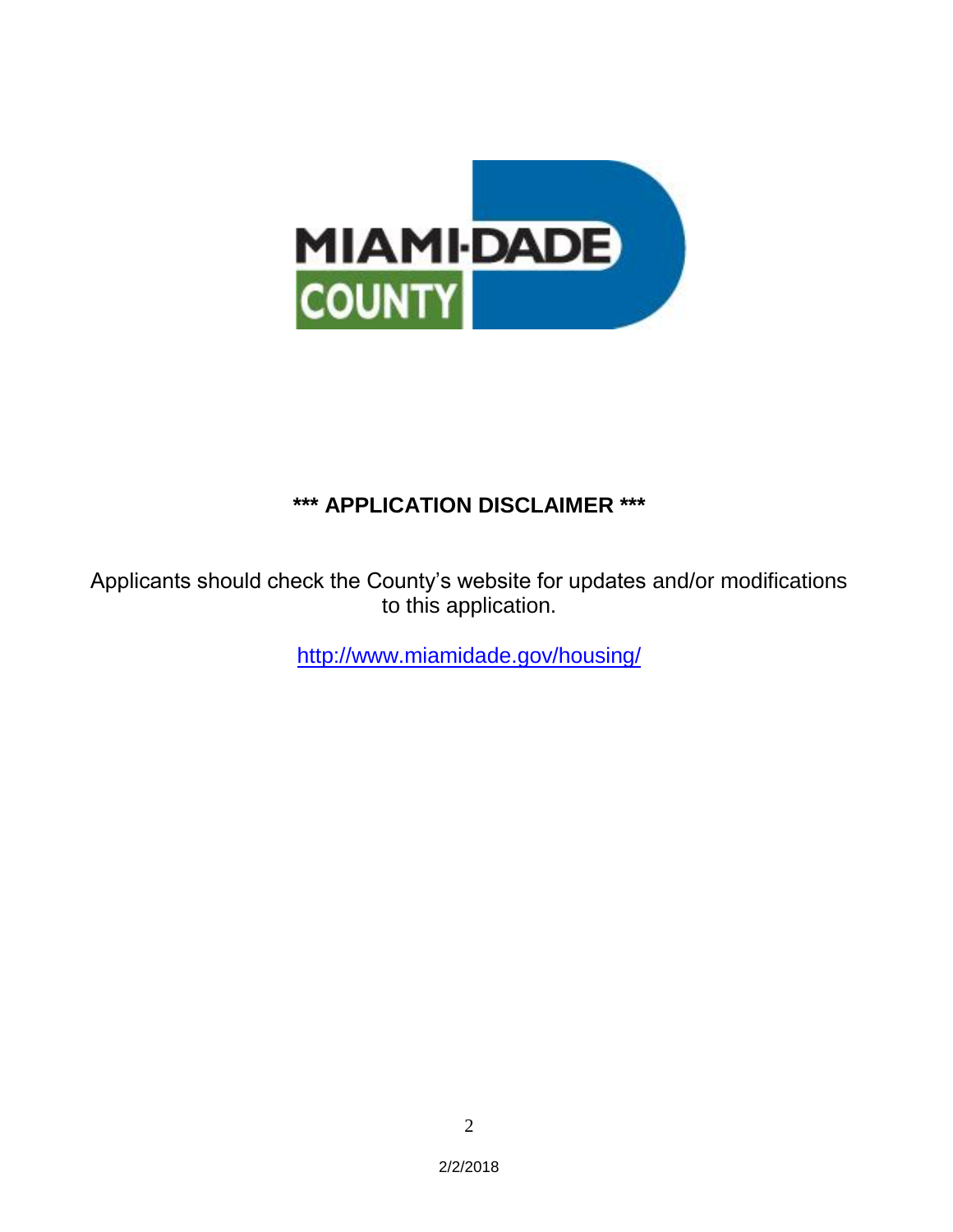MIAMI-DADE COUNTY

## *** APPLICATION DISCLAIMER ***

Applicants should check the County's website for updates and/or modifications to this application.

http://www.miamidade.gov/housing/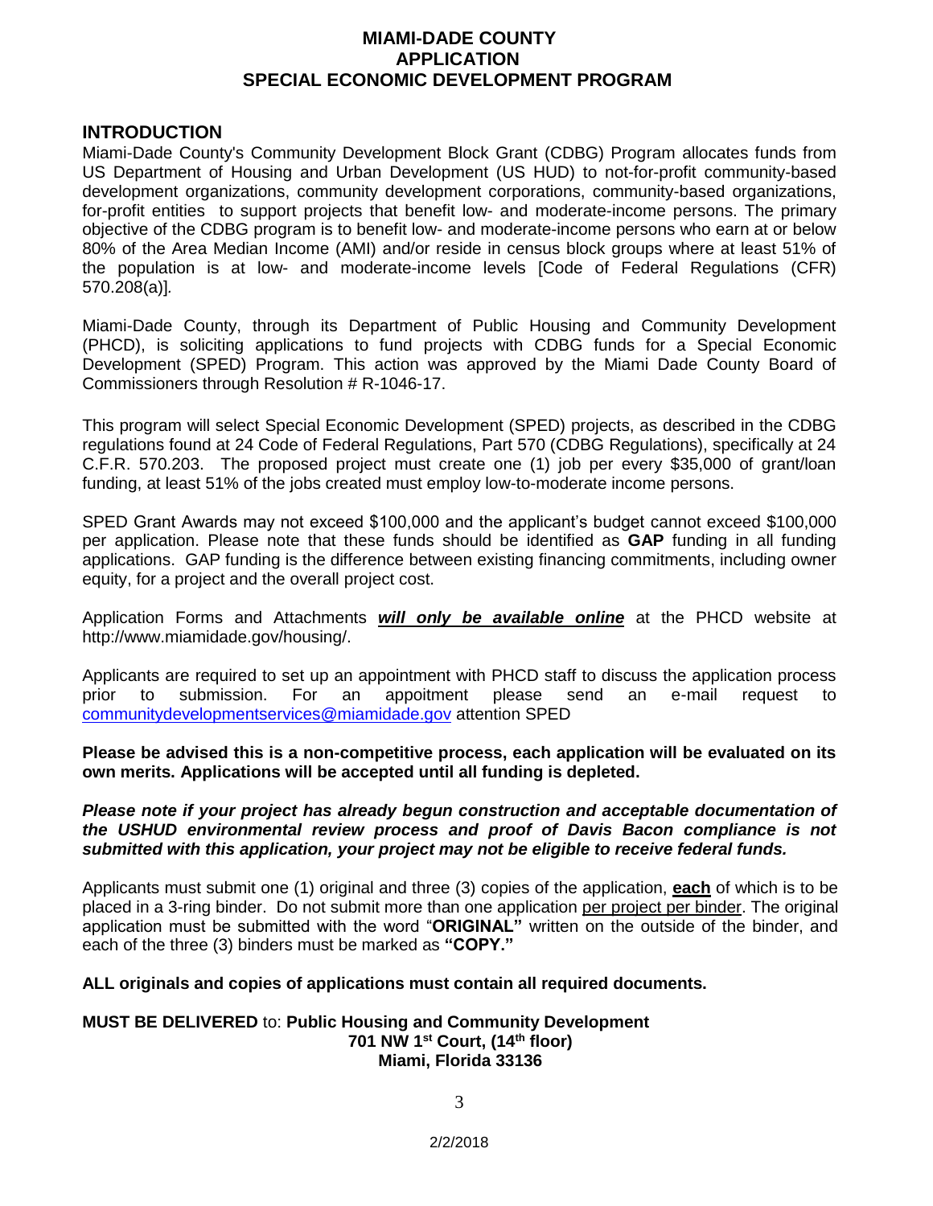# MIAMI-DADE COUNTY
# APPLICATION
# SPECIAL ECONOMIC DEVELOPMENT PROGRAM

## INTRODUCTION

Miami-Dade County's Community Development Block Grant (CDBG) Program allocates funds from US Department of Housing and Urban Development (US HUD) to not-for-profit community-based development organizations, community development corporations, community-based organizations, for-profit entities to support projects that benefit low- and moderate-income persons. The primary objective of the CDBG program is to benefit low- and moderate-income persons who earn at or below 80% of the Area Median Income (AMI) and/or reside in census block groups where at least 51% of the population is at low- and moderate-income levels [Code of Federal Regulations (CFR) 570.208(a)].

Miami-Dade County, through its Department of Public Housing and Community Development (PHCD), is soliciting applications to fund projects with CDBG funds for a Special Economic Development (SPED) Program. This action was approved by the Miami Dade County Board of Commissioners through Resolution # R-1046-17.

This program will select Special Economic Development (SPED) projects, as described in the CDBG regulations found at 24 Code of Federal Regulations, Part 570 (CDBG Regulations), specifically at 24 C.F.R. 570.203. The proposed project must create one (1) job per every $35,000 of grant/loan funding, at least 51% of the jobs created must employ low-to-moderate income persons.

SPED Grant Awards may not exceed $100,000 and the applicant's budget cannot exceed $100,000 per application. Please note that these funds should be identified as **GAP** funding in all funding applications. GAP funding is the difference between existing financing commitments, including owner equity, for a project and the overall project cost.

Application Forms and Attachments ***will only be available online*** at the PHCD website at http://www.miamidade.gov/housing/.

Applicants are required to set up an appointment with PHCD staff to discuss the application process prior to submission. For an appoitment please send an e-mail request to communitydevelopmentservices@miamidade.gov attention SPED

**Please be advised this is a non-competitive process, each application will be evaluated on its own merits. Applications will be accepted until all funding is depleted.**

***Please note if your project has already begun construction and acceptable documentation of the USHUD environmental review process and proof of Davis Bacon compliance is not submitted with this application, your project may not be eligible to receive federal funds.***

Applicants must submit one (1) original and three (3) copies of the application, **each** of which is to be placed in a 3-ring binder. Do not submit more than one application per project per binder. The original application must be submitted with the word "**ORIGINAL"** written on the outside of the binder, and each of the three (3) binders must be marked as **"COPY."**

**ALL originals and copies of applications must contain all required documents.**

**MUST BE DELIVERED** to: **Public Housing and Community Development**
**701 NW 1st Court, (14th floor)**
**Miami, Florida 33136**

2/2/2018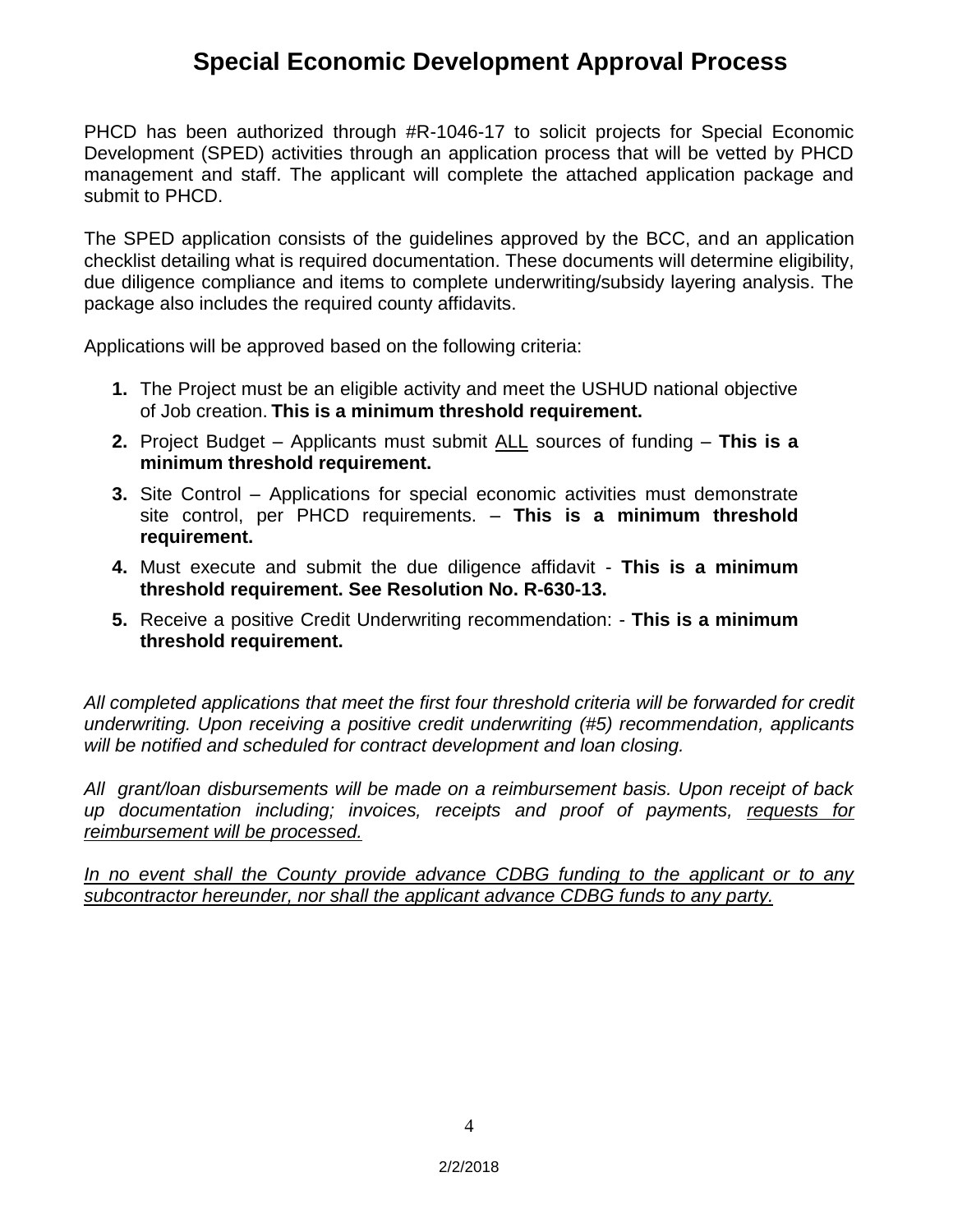# Special Economic Development Approval Process

PHCD has been authorized through #R-1046-17 to solicit projects for Special Economic Development (SPED) activities through an application process that will be vetted by PHCD management and staff. The applicant will complete the attached application package and submit to PHCD.

The SPED application consists of the guidelines approved by the BCC, and an application checklist detailing what is required documentation. These documents will determine eligibility, due diligence compliance and items to complete underwriting/subsidy layering analysis. The package also includes the required county affidavits.

Applications will be approved based on the following criteria:

1. The Project must be an eligible activity and meet the USHUD national objective of Job creation. **This is a minimum threshold requirement.**
2. Project Budget – Applicants must submit <u>ALL</u> sources of funding – **This is a minimum threshold requirement.**
3. Site Control – Applications for special economic activities must demonstrate site control, per PHCD requirements. – **This is a minimum threshold requirement.**
4. Must execute and submit the due diligence affidavit - **This is a minimum threshold requirement. See Resolution No. R-630-13.**
5. Receive a positive Credit Underwriting recommendation: - **This is a minimum threshold requirement.**

*All completed applications that meet the first four threshold criteria will be forwarded for credit underwriting. Upon receiving a positive credit underwriting (#5) recommendation, applicants will be notified and scheduled for contract development and loan closing.*

*All grant/loan disbursements will be made on a reimbursement basis. Upon receipt of back up documentation including; invoices, receipts and proof of payments, <u>requests for reimbursement will be processed.</u>*

*<u>In no event shall the County provide advance CDBG funding to the applicant or to any subcontractor hereunder, nor shall the applicant advance CDBG funds to any party.</u>*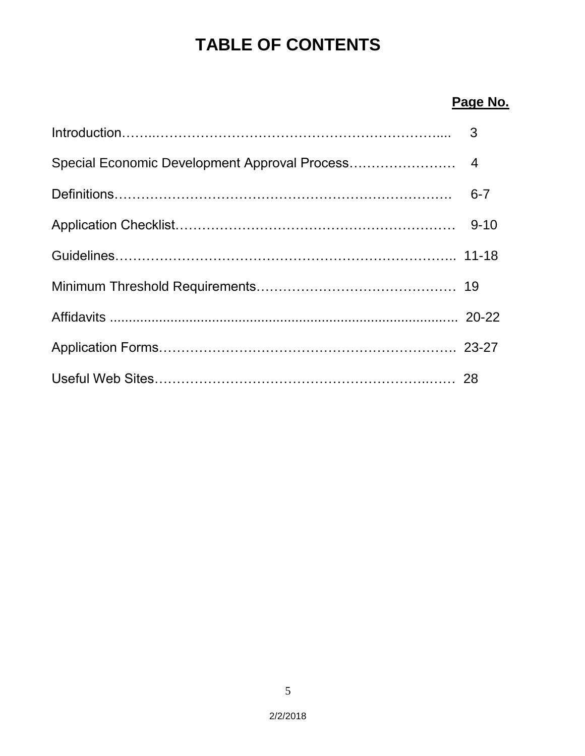# TABLE OF CONTENTS

| | Page No. |
|---|---|
| Introduction | 3 |
| Special Economic Development Approval Process | 4 |
| Definitions | 6-7 |
| Application Checklist | 9-10 |
| Guidelines | 11-18 |
| Minimum Threshold Requirements | 19 |
| Affidavits | 20-22 |
| Application Forms | 23-27 |
| Useful Web Sites | 28 |

2/2/2018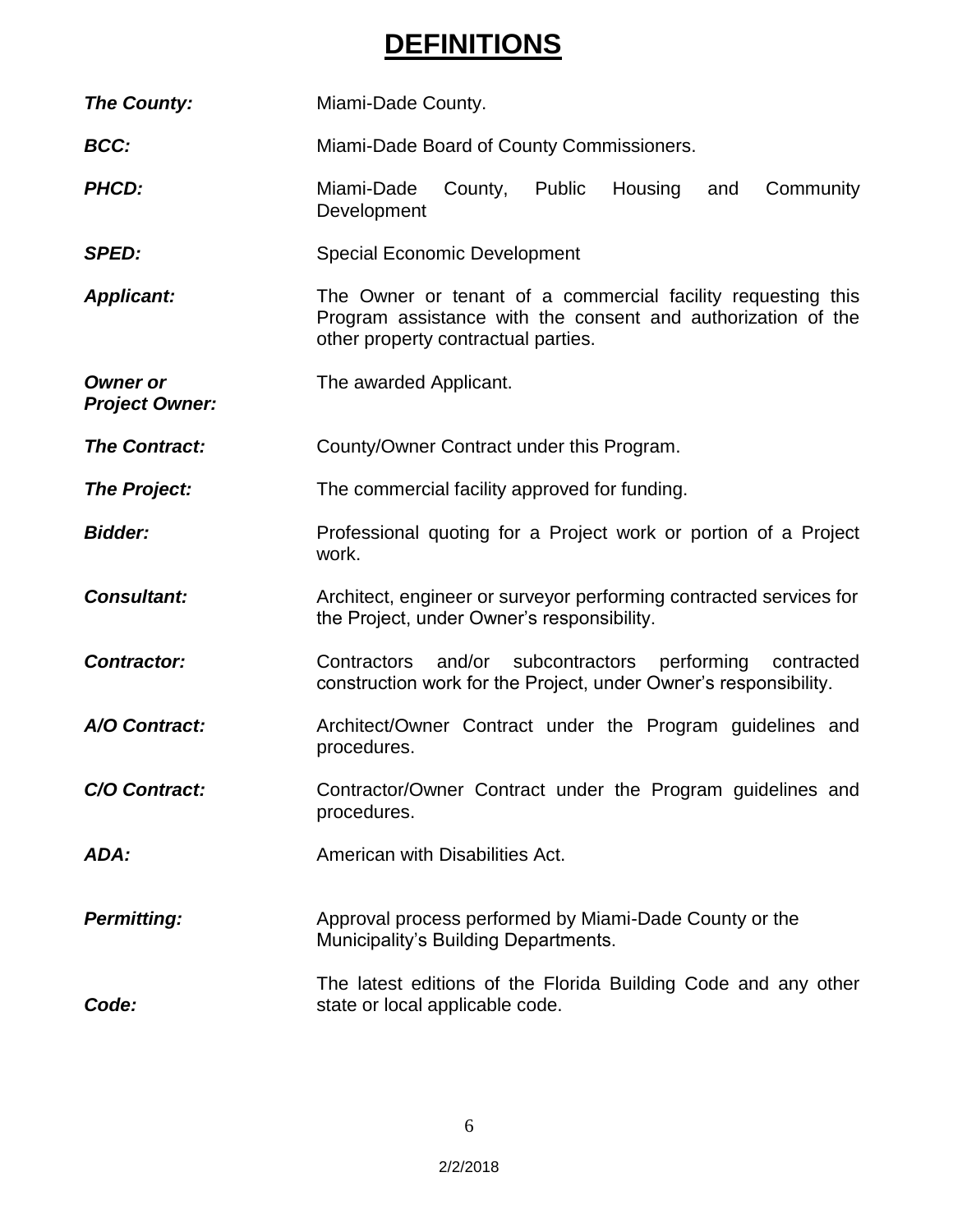# DEFINITIONS

***The County:*** Miami-Dade County.

***BCC:*** Miami-Dade Board of County Commissioners.

***PHCD:*** Miami-Dade County, Public Housing and Community Development

***SPED:*** Special Economic Development

***Applicant:*** The Owner or tenant of a commercial facility requesting this Program assistance with the consent and authorization of the other property contractual parties.

***Owner or Project Owner:*** The awarded Applicant.

***The Contract:*** County/Owner Contract under this Program.

***The Project:*** The commercial facility approved for funding.

***Bidder:*** Professional quoting for a Project work or portion of a Project work.

***Consultant:*** Architect, engineer or surveyor performing contracted services for the Project, under Owner's responsibility.

***Contractor:*** Contractors and/or subcontractors performing contracted construction work for the Project, under Owner's responsibility.

***A/O Contract:*** Architect/Owner Contract under the Program guidelines and procedures.

***C/O Contract:*** Contractor/Owner Contract under the Program guidelines and procedures.

***ADA:*** American with Disabilities Act.

***Permitting:*** Approval process performed by Miami-Dade County or the Municipality's Building Departments.

***Code:*** The latest editions of the Florida Building Code and any other state or local applicable code.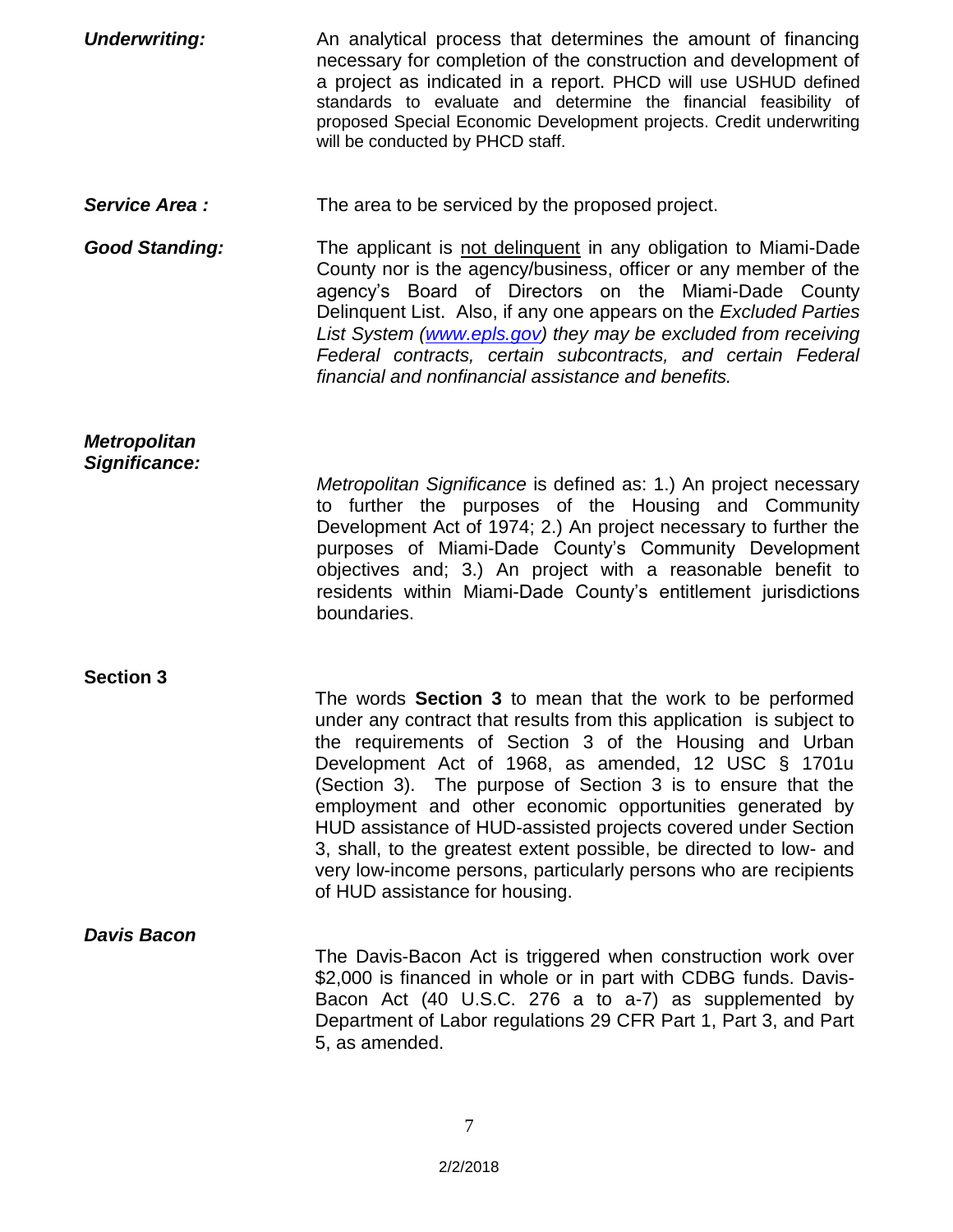***Underwriting:*** An analytical process that determines the amount of financing necessary for completion of the construction and development of a project as indicated in a report. PHCD will use USHUD defined standards to evaluate and determine the financial feasibility of proposed Special Economic Development projects. Credit underwriting will be conducted by PHCD staff.

***Service Area :*** The area to be serviced by the proposed project.

***Good Standing:*** The applicant is not delinquent in any obligation to Miami-Dade County nor is the agency/business, officer or any member of the agency's Board of Directors on the Miami-Dade County Delinquent List. Also, if any one appears on the *Excluded Parties List System (www.epls.gov) they may be excluded from receiving Federal contracts, certain subcontracts, and certain Federal financial and nonfinancial assistance and benefits.*

***Metropolitan Significance:***

*Metropolitan Significance* is defined as: 1.) An project necessary to further the purposes of the Housing and Community Development Act of 1974; 2.) An project necessary to further the purposes of Miami-Dade County's Community Development objectives and; 3.) An project with a reasonable benefit to residents within Miami-Dade County's entitlement jurisdictions boundaries.

**Section 3**

The words **Section 3** to mean that the work to be performed under any contract that results from this application is subject to the requirements of Section 3 of the Housing and Urban Development Act of 1968, as amended, 12 USC § 1701u (Section 3). The purpose of Section 3 is to ensure that the employment and other economic opportunities generated by HUD assistance of HUD-assisted projects covered under Section 3, shall, to the greatest extent possible, be directed to low- and very low-income persons, particularly persons who are recipients of HUD assistance for housing.

***Davis Bacon***

The Davis-Bacon Act is triggered when construction work over $2,000 is financed in whole or in part with CDBG funds. Davis-Bacon Act (40 U.S.C. 276 a to a-7) as supplemented by Department of Labor regulations 29 CFR Part 1, Part 3, and Part 5, as amended.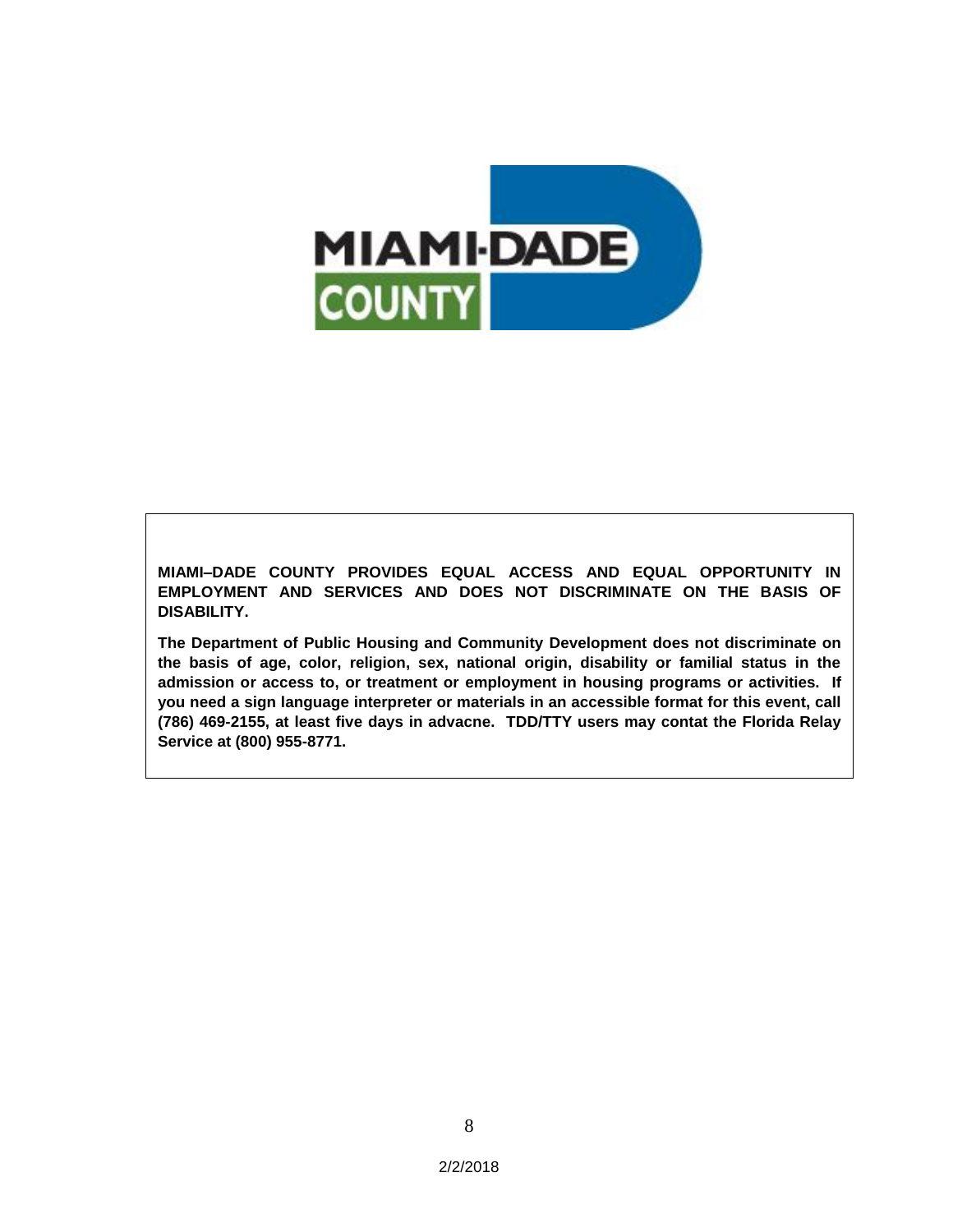**MIAMI–DADE COUNTY PROVIDES EQUAL ACCESS AND EQUAL OPPORTUNITY IN EMPLOYMENT AND SERVICES AND DOES NOT DISCRIMINATE ON THE BASIS OF DISABILITY.**

**The Department of Public Housing and Community Development does not discriminate on the basis of age, color, religion, sex, national origin, disability or familial status in the admission or access to, or treatment or employment in housing programs or activities. If you need a sign language interpreter or materials in an accessible format for this event, call (786) 469-2155, at least five days in advacne. TDD/TTY users may contat the Florida Relay Service at (800) 955-8771.**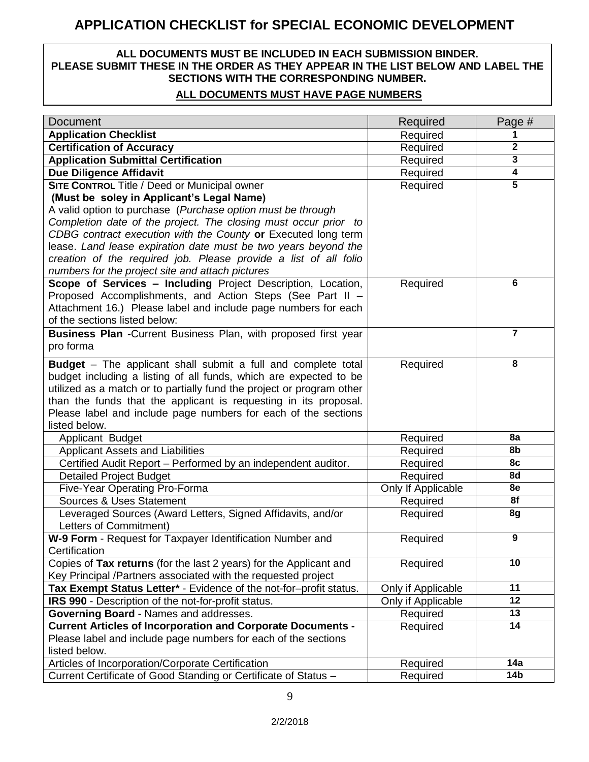# APPLICATION CHECKLIST for SPECIAL ECONOMIC DEVELOPMENT

**ALL DOCUMENTS MUST BE INCLUDED IN EACH SUBMISSION BINDER.**
**PLEASE SUBMIT THESE IN THE ORDER AS THEY APPEAR IN THE LIST BELOW AND LABEL THE SECTIONS WITH THE CORRESPONDING NUMBER.**

**ALL DOCUMENTS MUST HAVE PAGE NUMBERS**

| Document | Required | Page # |
|---|---|---|
| **Application Checklist** | Required | **1** |
| **Certification of Accuracy** | Required | **2** |
| **Application Submittal Certification** | Required | **3** |
| **Due Diligence Affidavit** | Required | **4** |
| **SITE CONTROL** Title / Deed or Municipal owner **(Must be soley in Applicant's Legal Name)** A valid option to purchase (*Purchase option must be through Completion date of the project. The closing must occur prior to CDBG contract execution with the County* **or** Executed long term lease. *Land lease expiration date must be two years beyond the creation of the required job. Please provide a list of all folio numbers for the project site and attach pictures* | Required | **5** |
| **Scope of Services – Including** Project Description, Location, Proposed Accomplishments, and Action Steps (See Part II – Attachment 16.) Please label and include page numbers for each of the sections listed below: | Required | **6** |
| **Business Plan -**Current Business Plan, with proposed first year pro forma | | **7** |
| **Budget** – The applicant shall submit a full and complete total budget including a listing of all funds, which are expected to be utilized as a match or to partially fund the project or program other than the funds that the applicant is requesting in its proposal. Please label and include page numbers for each of the sections listed below. | Required | **8** |
| Applicant Budget | Required | **8a** |
| Applicant Assets and Liabilities | Required | **8b** |
| Certified Audit Report – Performed by an independent auditor. | Required | **8c** |
| Detailed Project Budget | Required | **8d** |
| Five-Year Operating Pro-Forma | Only If Applicable | **8e** |
| Sources & Uses Statement | Required | **8f** |
| Leveraged Sources (Award Letters, Signed Affidavits, and/or Letters of Commitment) | Required | **8g** |
| **W-9 Form** - Request for Taxpayer Identification Number and Certification | Required | **9** |
| Copies of **Tax returns** (for the last 2 years) for the Applicant and Key Principal /Partners associated with the requested project | Required | **10** |
| **Tax Exempt Status Letter\*** - Evidence of the not-for–profit status. | Only if Applicable | **11** |
| **IRS 990** - Description of the not-for-profit status. | Only if Applicable | **12** |
| **Governing Board** - Names and addresses. | Required | **13** |
| **Current Articles of Incorporation and Corporate Documents -** Please label and include page numbers for each of the sections listed below. | Required | **14** |
| Articles of Incorporation/Corporate Certification | Required | **14a** |
| Current Certificate of Good Standing or Certificate of Status – | Required | **14b** |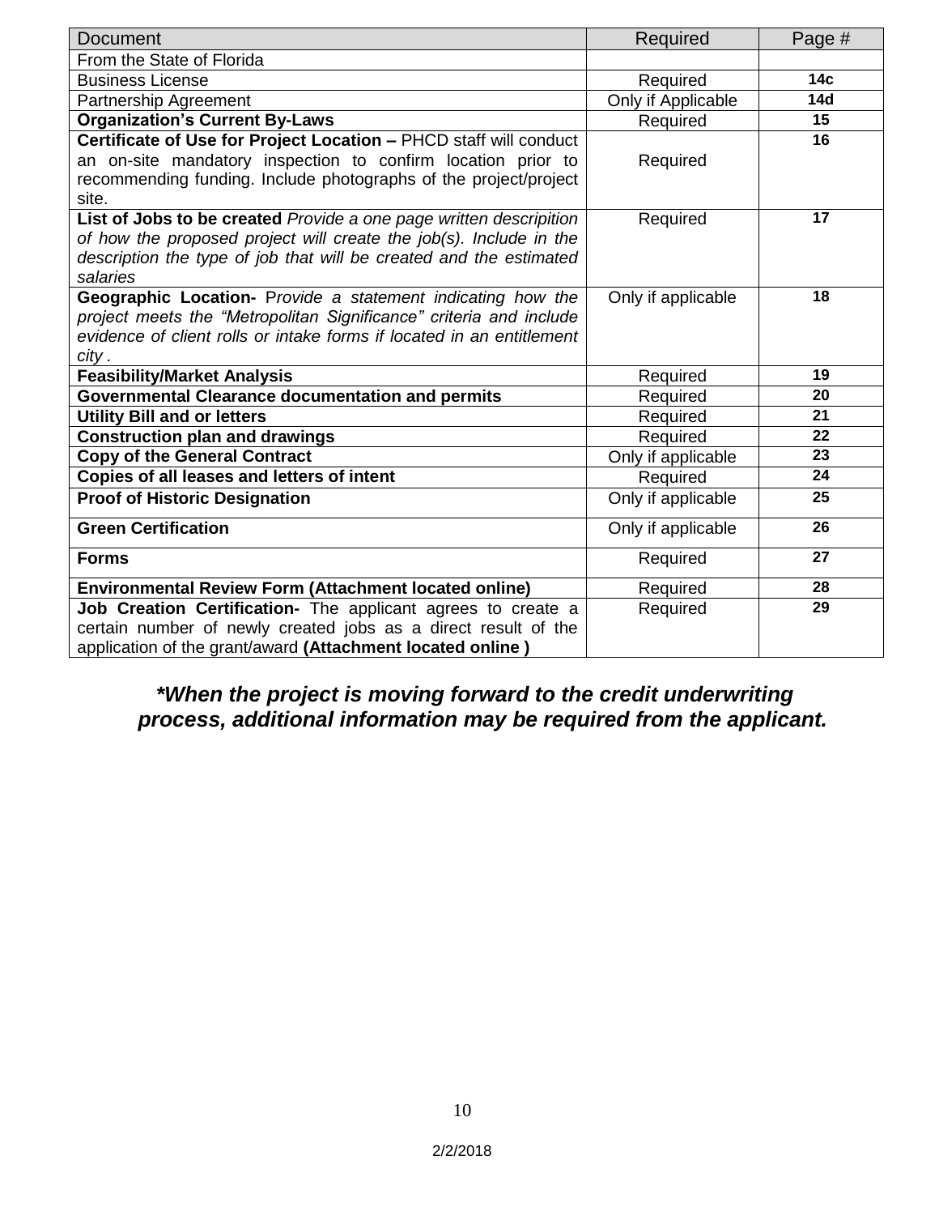| Document | Required | Page # |
|---|---|---|
| From the State of Florida | | |
| Business License | Required | **14c** |
| Partnership Agreement | Only if Applicable | **14d** |
| **Organization's Current By-Laws** | Required | **15** |
| **Certificate of Use for Project Location –** PHCD staff will conduct an on-site mandatory inspection to confirm location prior to recommending funding. Include photographs of the project/project site. | Required | **16** |
| **List of Jobs to be created** *Provide a one page written descripition of how the proposed project will create the job(s). Include in the description the type of job that will be created and the estimated salaries* | Required | **17** |
| **Geographic Location-** P*rovide a statement indicating how the project meets the "Metropolitan Significance" criteria and include evidence of client rolls or intake forms if located in an entitlement city .* | Only if applicable | **18** |
| **Feasibility/Market Analysis** | Required | **19** |
| **Governmental Clearance documentation and permits** | Required | **20** |
| **Utility Bill and or letters** | Required | **21** |
| **Construction plan and drawings** | Required | **22** |
| **Copy of the General Contract** | Only if applicable | **23** |
| **Copies of all leases and letters of intent** | Required | **24** |
| **Proof of Historic Designation** | Only if applicable | **25** |
| **Green Certification** | Only if applicable | **26** |
| **Forms** | Required | **27** |
| **Environmental Review Form (Attachment located online)** | Required | **28** |
| **Job Creation Certification-** The applicant agrees to create a certain number of newly created jobs as a direct result of the application of the grant/award **(Attachment located online )** | Required | **29** |

***\*When the project is moving forward to the credit underwriting process, additional information may be required from the applicant.***

2/2/2018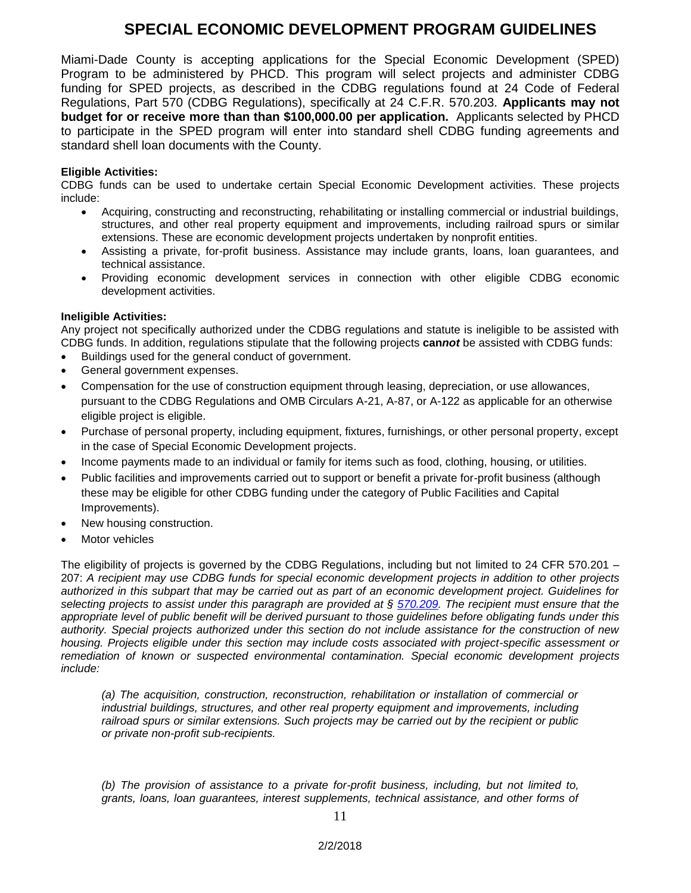# SPECIAL ECONOMIC DEVELOPMENT PROGRAM GUIDELINES

Miami-Dade County is accepting applications for the Special Economic Development (SPED) Program to be administered by PHCD. This program will select projects and administer CDBG funding for SPED projects, as described in the CDBG regulations found at 24 Code of Federal Regulations, Part 570 (CDBG Regulations), specifically at 24 C.F.R. 570.203. **Applicants may not budget for or receive more than than $100,000.00 per application.** Applicants selected by PHCD to participate in the SPED program will enter into standard shell CDBG funding agreements and standard shell loan documents with the County.

**Eligible Activities:**
CDBG funds can be used to undertake certain Special Economic Development activities. These projects include:

- Acquiring, constructing and reconstructing, rehabilitating or installing commercial or industrial buildings, structures, and other real property equipment and improvements, including railroad spurs or similar extensions. These are economic development projects undertaken by nonprofit entities.
- Assisting a private, for-profit business. Assistance may include grants, loans, loan guarantees, and technical assistance.
- Providing economic development services in connection with other eligible CDBG economic development activities.

**Ineligible Activities:**
Any project not specifically authorized under the CDBG regulations and statute is ineligible to be assisted with CDBG funds. In addition, regulations stipulate that the following projects **can*not*** be assisted with CDBG funds:

- Buildings used for the general conduct of government.
- General government expenses.
- Compensation for the use of construction equipment through leasing, depreciation, or use allowances, pursuant to the CDBG Regulations and OMB Circulars A-21, A-87, or A-122 as applicable for an otherwise eligible project is eligible.
- Purchase of personal property, including equipment, fixtures, furnishings, or other personal property, except in the case of Special Economic Development projects.
- Income payments made to an individual or family for items such as food, clothing, housing, or utilities.
- Public facilities and improvements carried out to support or benefit a private for-profit business (although these may be eligible for other CDBG funding under the category of Public Facilities and Capital Improvements).
- New housing construction.
- Motor vehicles

The eligibility of projects is governed by the CDBG Regulations, including but not limited to 24 CFR 570.201 – 207: *A recipient may use CDBG funds for special economic development projects in addition to other projects authorized in this subpart that may be carried out as part of an economic development project. Guidelines for selecting projects to assist under this paragraph are provided at § 570.209. The recipient must ensure that the appropriate level of public benefit will be derived pursuant to those guidelines before obligating funds under this authority. Special projects authorized under this section do not include assistance for the construction of new housing. Projects eligible under this section may include costs associated with project-specific assessment or remediation of known or suspected environmental contamination. Special economic development projects include:*

*(a) The acquisition, construction, reconstruction, rehabilitation or installation of commercial or industrial buildings, structures, and other real property equipment and improvements, including railroad spurs or similar extensions. Such projects may be carried out by the recipient or public or private non-profit sub-recipients.*

*(b) The provision of assistance to a private for-profit business, including, but not limited to, grants, loans, loan guarantees, interest supplements, technical assistance, and other forms of*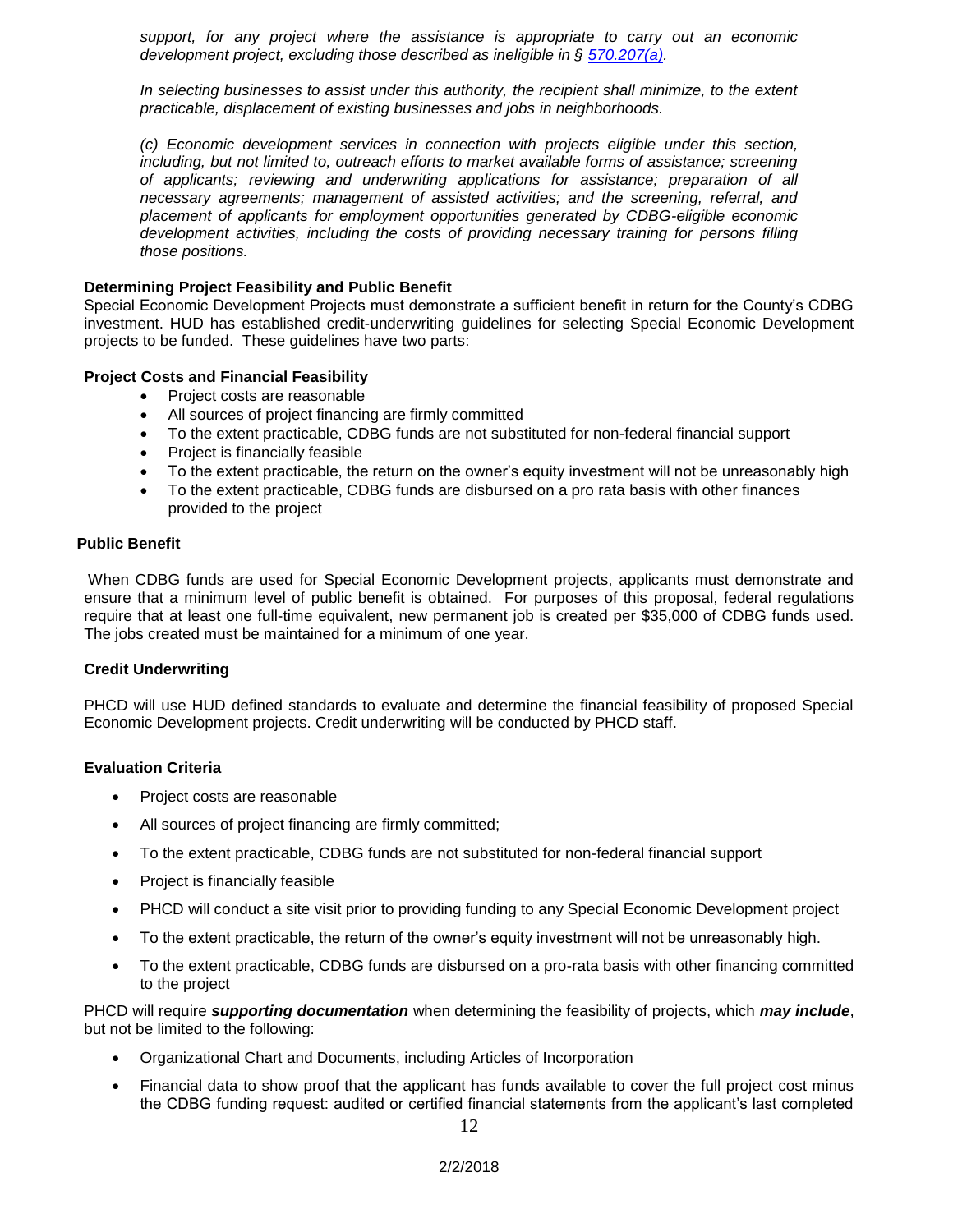*support, for any project where the assistance is appropriate to carry out an economic development project, excluding those described as ineligible in § [570.207(a)](570.207(a)).*

*In selecting businesses to assist under this authority, the recipient shall minimize, to the extent practicable, displacement of existing businesses and jobs in neighborhoods.*

*(c) Economic development services in connection with projects eligible under this section, including, but not limited to, outreach efforts to market available forms of assistance; screening of applicants; reviewing and underwriting applications for assistance; preparation of all necessary agreements; management of assisted activities; and the screening, referral, and placement of applicants for employment opportunities generated by CDBG-eligible economic development activities, including the costs of providing necessary training for persons filling those positions.*

**Determining Project Feasibility and Public Benefit**

Special Economic Development Projects must demonstrate a sufficient benefit in return for the County's CDBG investment. HUD has established credit-underwriting guidelines for selecting Special Economic Development projects to be funded. These guidelines have two parts:

**Project Costs and Financial Feasibility**

- Project costs are reasonable
- All sources of project financing are firmly committed
- To the extent practicable, CDBG funds are not substituted for non-federal financial support
- Project is financially feasible
- To the extent practicable, the return on the owner's equity investment will not be unreasonably high
- To the extent practicable, CDBG funds are disbursed on a pro rata basis with other finances provided to the project

**Public Benefit**

When CDBG funds are used for Special Economic Development projects, applicants must demonstrate and ensure that a minimum level of public benefit is obtained. For purposes of this proposal, federal regulations require that at least one full-time equivalent, new permanent job is created per $35,000 of CDBG funds used. The jobs created must be maintained for a minimum of one year.

**Credit Underwriting**

PHCD will use HUD defined standards to evaluate and determine the financial feasibility of proposed Special Economic Development projects. Credit underwriting will be conducted by PHCD staff.

**Evaluation Criteria**

- Project costs are reasonable
- All sources of project financing are firmly committed;
- To the extent practicable, CDBG funds are not substituted for non-federal financial support
- Project is financially feasible
- PHCD will conduct a site visit prior to providing funding to any Special Economic Development project
- To the extent practicable, the return of the owner's equity investment will not be unreasonably high.
- To the extent practicable, CDBG funds are disbursed on a pro-rata basis with other financing committed to the project

PHCD will require ***supporting documentation*** when determining the feasibility of projects, which ***may include***, but not be limited to the following:

- Organizational Chart and Documents, including Articles of Incorporation
- Financial data to show proof that the applicant has funds available to cover the full project cost minus the CDBG funding request: audited or certified financial statements from the applicant's last completed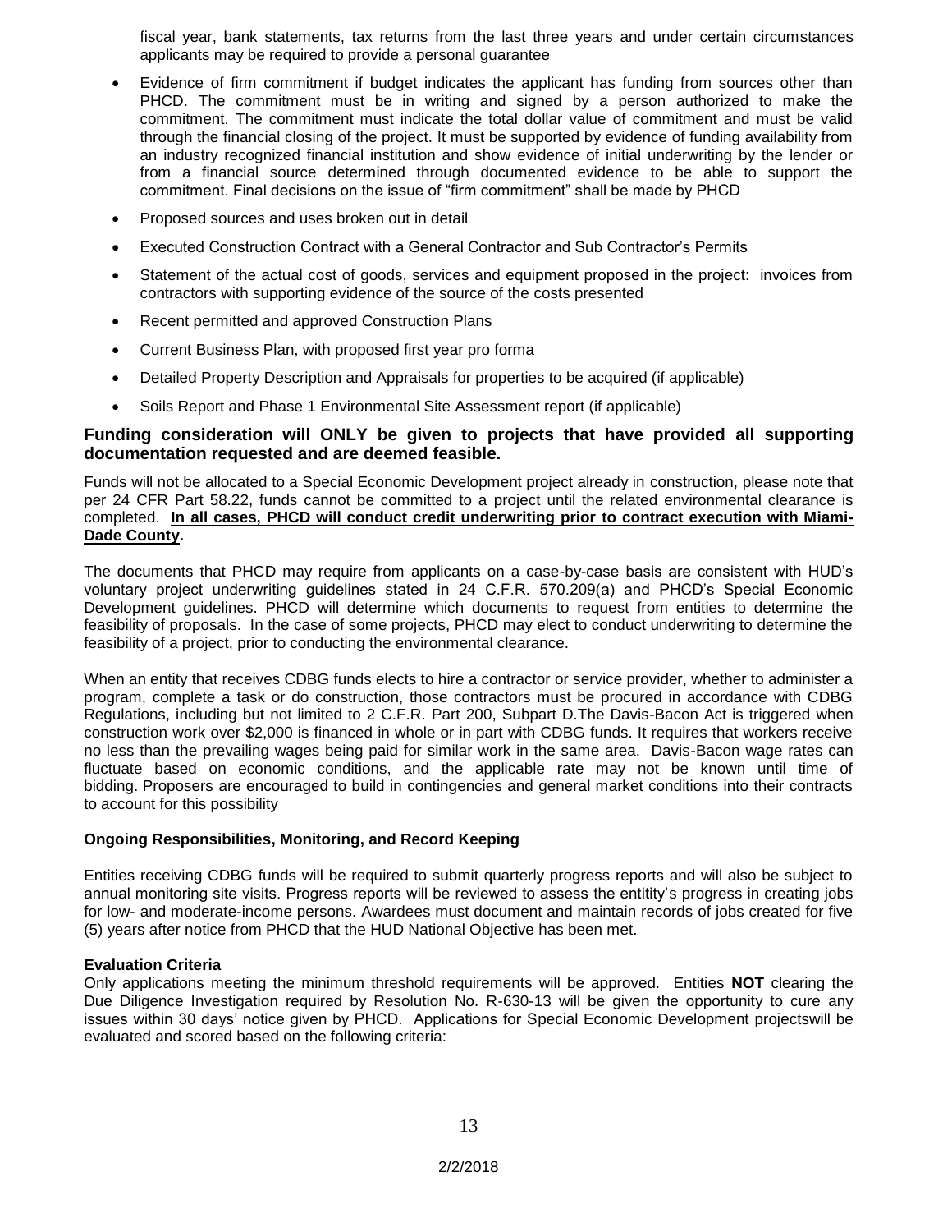fiscal year, bank statements, tax returns from the last three years and under certain circumstances applicants may be required to provide a personal guarantee

- Evidence of firm commitment if budget indicates the applicant has funding from sources other than PHCD. The commitment must be in writing and signed by a person authorized to make the commitment. The commitment must indicate the total dollar value of commitment and must be valid through the financial closing of the project. It must be supported by evidence of funding availability from an industry recognized financial institution and show evidence of initial underwriting by the lender or from a financial source determined through documented evidence to be able to support the commitment. Final decisions on the issue of "firm commitment" shall be made by PHCD
- Proposed sources and uses broken out in detail
- Executed Construction Contract with a General Contractor and Sub Contractor's Permits
- Statement of the actual cost of goods, services and equipment proposed in the project: invoices from contractors with supporting evidence of the source of the costs presented
- Recent permitted and approved Construction Plans
- Current Business Plan, with proposed first year pro forma
- Detailed Property Description and Appraisals for properties to be acquired (if applicable)
- Soils Report and Phase 1 Environmental Site Assessment report (if applicable)

**Funding consideration will ONLY be given to projects that have provided all supporting documentation requested and are deemed feasible.**

Funds will not be allocated to a Special Economic Development project already in construction, please note that per 24 CFR Part 58.22, funds cannot be committed to a project until the related environmental clearance is completed. **In all cases, PHCD will conduct credit underwriting prior to contract execution with Miami-Dade County.**

The documents that PHCD may require from applicants on a case-by-case basis are consistent with HUD's voluntary project underwriting guidelines stated in 24 C.F.R. 570.209(a) and PHCD's Special Economic Development guidelines. PHCD will determine which documents to request from entities to determine the feasibility of proposals. In the case of some projects, PHCD may elect to conduct underwriting to determine the feasibility of a project, prior to conducting the environmental clearance.

When an entity that receives CDBG funds elects to hire a contractor or service provider, whether to administer a program, complete a task or do construction, those contractors must be procured in accordance with CDBG Regulations, including but not limited to 2 C.F.R. Part 200, Subpart D.The Davis-Bacon Act is triggered when construction work over $2,000 is financed in whole or in part with CDBG funds. It requires that workers receive no less than the prevailing wages being paid for similar work in the same area. Davis-Bacon wage rates can fluctuate based on economic conditions, and the applicable rate may not be known until time of bidding. Proposers are encouraged to build in contingencies and general market conditions into their contracts to account for this possibility

**Ongoing Responsibilities, Monitoring, and Record Keeping**

Entities receiving CDBG funds will be required to submit quarterly progress reports and will also be subject to annual monitoring site visits. Progress reports will be reviewed to assess the entitity's progress in creating jobs for low- and moderate-income persons. Awardees must document and maintain records of jobs created for five (5) years after notice from PHCD that the HUD National Objective has been met.

**Evaluation Criteria**

Only applications meeting the minimum threshold requirements will be approved. Entities **NOT** clearing the Due Diligence Investigation required by Resolution No. R-630-13 will be given the opportunity to cure any issues within 30 days' notice given by PHCD. Applications for Special Economic Development projectswill be evaluated and scored based on the following criteria: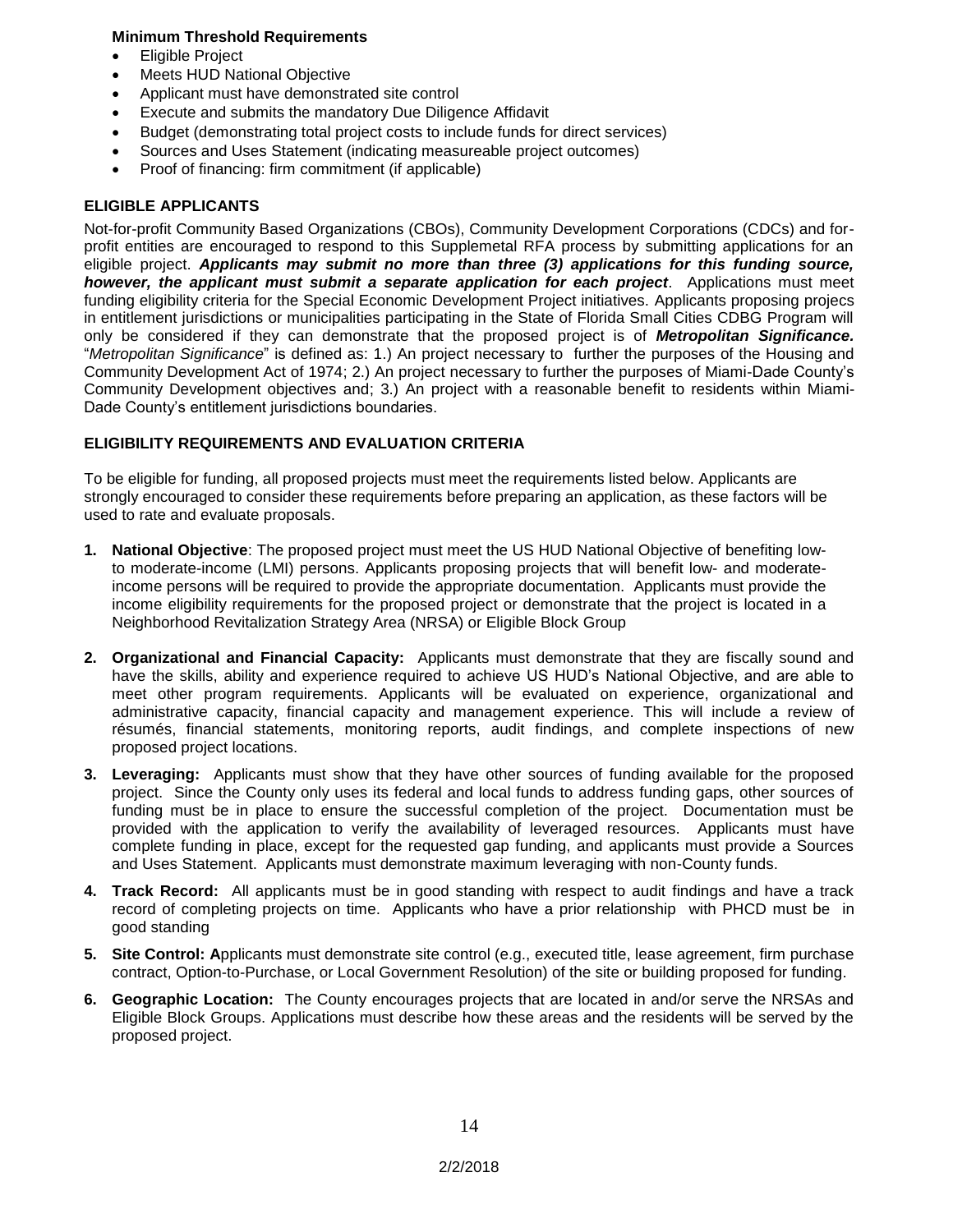**Minimum Threshold Requirements**

- Eligible Project
- Meets HUD National Objective
- Applicant must have demonstrated site control
- Execute and submits the mandatory Due Diligence Affidavit
- Budget (demonstrating total project costs to include funds for direct services)
- Sources and Uses Statement (indicating measureable project outcomes)
- Proof of financing: firm commitment (if applicable)

**ELIGIBLE APPLICANTS**

Not-for-profit Community Based Organizations (CBOs), Community Development Corporations (CDCs) and for-profit entities are encouraged to respond to this Supplemetal RFA process by submitting applications for an eligible project. ***Applicants may submit no more than three (3) applications for this funding source, however, the applicant must submit a separate application for each project***. Applications must meet funding eligibility criteria for the Special Economic Development Project initiatives. Applicants proposing projecs in entitlement jurisdictions or municipalities participating in the State of Florida Small Cities CDBG Program will only be considered if they can demonstrate that the proposed project is of ***Metropolitan Significance.*** "*Metropolitan Significance*" is defined as: 1.) An project necessary to further the purposes of the Housing and Community Development Act of 1974; 2.) An project necessary to further the purposes of Miami-Dade County's Community Development objectives and; 3.) An project with a reasonable benefit to residents within Miami-Dade County's entitlement jurisdictions boundaries.

**ELIGIBILITY REQUIREMENTS AND EVALUATION CRITERIA**

To be eligible for funding, all proposed projects must meet the requirements listed below. Applicants are strongly encouraged to consider these requirements before preparing an application, as these factors will be used to rate and evaluate proposals.

1. **National Objective**: The proposed project must meet the US HUD National Objective of benefiting low- to moderate-income (LMI) persons. Applicants proposing projects that will benefit low- and moderate-income persons will be required to provide the appropriate documentation. Applicants must provide the income eligibility requirements for the proposed project or demonstrate that the project is located in a Neighborhood Revitalization Strategy Area (NRSA) or Eligible Block Group

2. **Organizational and Financial Capacity:** Applicants must demonstrate that they are fiscally sound and have the skills, ability and experience required to achieve US HUD's National Objective, and are able to meet other program requirements. Applicants will be evaluated on experience, organizational and administrative capacity, financial capacity and management experience. This will include a review of résumés, financial statements, monitoring reports, audit findings, and complete inspections of new proposed project locations.

3. **Leveraging:** Applicants must show that they have other sources of funding available for the proposed project. Since the County only uses its federal and local funds to address funding gaps, other sources of funding must be in place to ensure the successful completion of the project. Documentation must be provided with the application to verify the availability of leveraged resources. Applicants must have complete funding in place, except for the requested gap funding, and applicants must provide a Sources and Uses Statement. Applicants must demonstrate maximum leveraging with non-County funds.

4. **Track Record:** All applicants must be in good standing with respect to audit findings and have a track record of completing projects on time. Applicants who have a prior relationship with PHCD must be in good standing

5. **Site Control: A**pplicants must demonstrate site control (e.g., executed title, lease agreement, firm purchase contract, Option-to-Purchase, or Local Government Resolution) of the site or building proposed for funding.

6. **Geographic Location:** The County encourages projects that are located in and/or serve the NRSAs and Eligible Block Groups. Applications must describe how these areas and the residents will be served by the proposed project.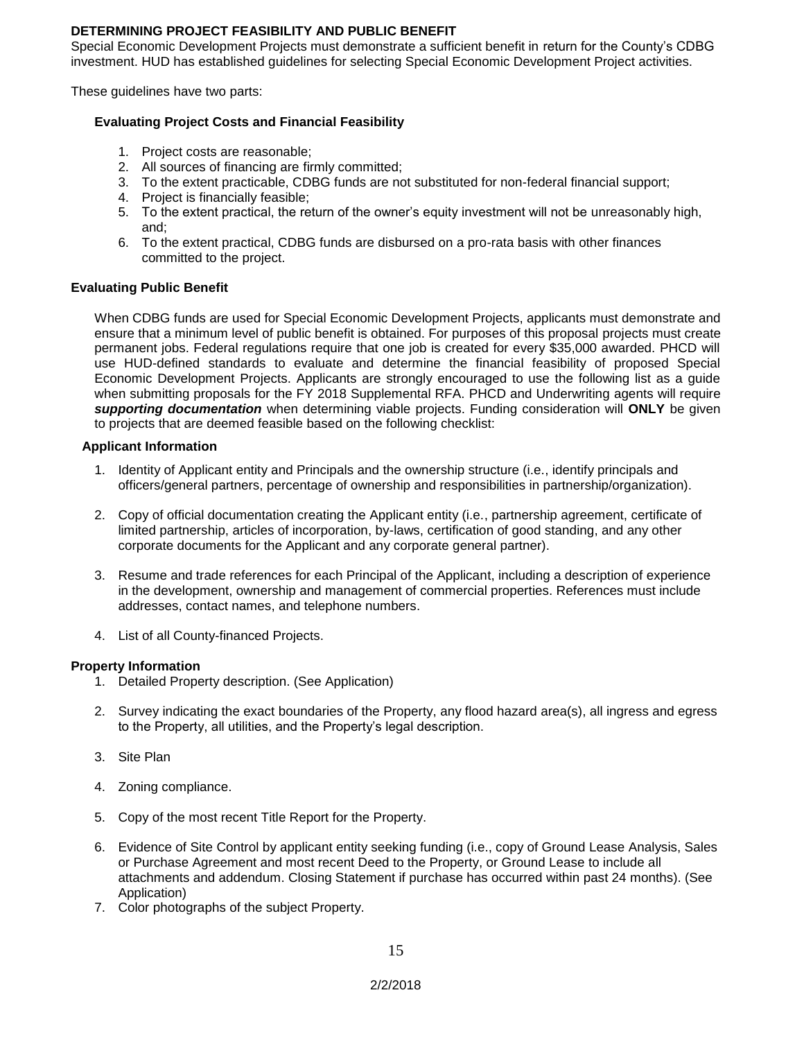## DETERMINING PROJECT FEASIBILITY AND PUBLIC BENEFIT

Special Economic Development Projects must demonstrate a sufficient benefit in return for the County's CDBG investment. HUD has established guidelines for selecting Special Economic Development Project activities.

These guidelines have two parts:

### Evaluating Project Costs and Financial Feasibility

1. Project costs are reasonable;
2. All sources of financing are firmly committed;
3. To the extent practicable, CDBG funds are not substituted for non-federal financial support;
4. Project is financially feasible;
5. To the extent practical, the return of the owner's equity investment will not be unreasonably high, and;
6. To the extent practical, CDBG funds are disbursed on a pro-rata basis with other finances committed to the project.

### Evaluating Public Benefit

When CDBG funds are used for Special Economic Development Projects, applicants must demonstrate and ensure that a minimum level of public benefit is obtained. For purposes of this proposal projects must create permanent jobs. Federal regulations require that one job is created for every $35,000 awarded. PHCD will use HUD-defined standards to evaluate and determine the financial feasibility of proposed Special Economic Development Projects. Applicants are strongly encouraged to use the following list as a guide when submitting proposals for the FY 2018 Supplemental RFA. PHCD and Underwriting agents will require ***supporting documentation*** when determining viable projects. Funding consideration will **ONLY** be given to projects that are deemed feasible based on the following checklist:

#### Applicant Information

1. Identity of Applicant entity and Principals and the ownership structure (i.e., identify principals and officers/general partners, percentage of ownership and responsibilities in partnership/organization).

2. Copy of official documentation creating the Applicant entity (i.e., partnership agreement, certificate of limited partnership, articles of incorporation, by-laws, certification of good standing, and any other corporate documents for the Applicant and any corporate general partner).

3. Resume and trade references for each Principal of the Applicant, including a description of experience in the development, ownership and management of commercial properties. References must include addresses, contact names, and telephone numbers.

4. List of all County-financed Projects.

#### Property Information

1. Detailed Property description. (See Application)

2. Survey indicating the exact boundaries of the Property, any flood hazard area(s), all ingress and egress to the Property, all utilities, and the Property's legal description.

3. Site Plan

4. Zoning compliance.

5. Copy of the most recent Title Report for the Property.

6. Evidence of Site Control by applicant entity seeking funding (i.e., copy of Ground Lease Analysis, Sales or Purchase Agreement and most recent Deed to the Property, or Ground Lease to include all attachments and addendum. Closing Statement if purchase has occurred within past 24 months). (See Application)
7. Color photographs of the subject Property.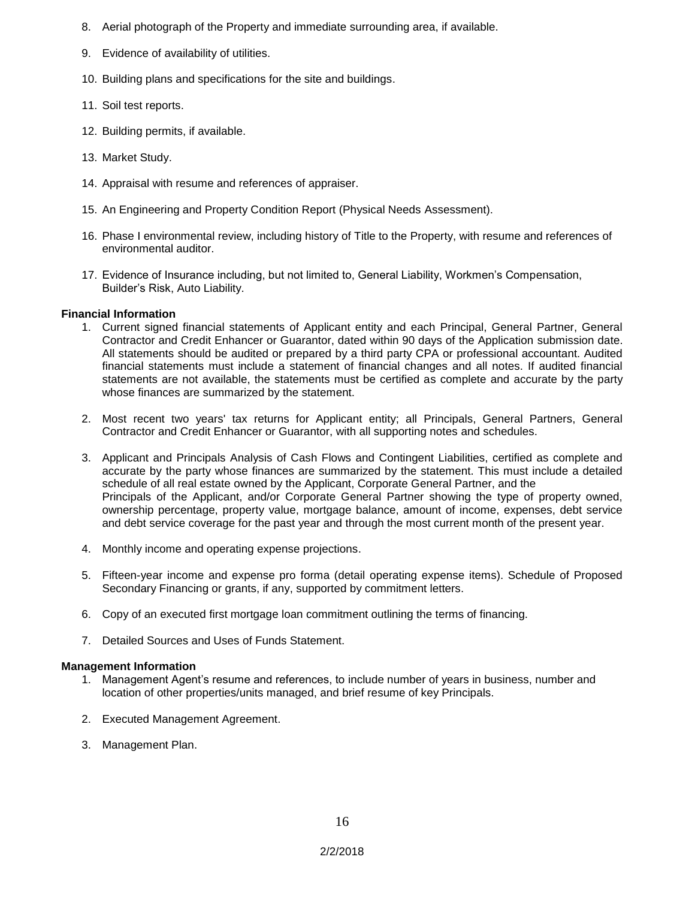8. Aerial photograph of the Property and immediate surrounding area, if available.

9. Evidence of availability of utilities.

10. Building plans and specifications for the site and buildings.

11. Soil test reports.

12. Building permits, if available.

13. Market Study.

14. Appraisal with resume and references of appraiser.

15. An Engineering and Property Condition Report (Physical Needs Assessment).

16. Phase I environmental review, including history of Title to the Property, with resume and references of environmental auditor.

17. Evidence of Insurance including, but not limited to, General Liability, Workmen's Compensation, Builder's Risk, Auto Liability.

**Financial Information**

1. Current signed financial statements of Applicant entity and each Principal, General Partner, General Contractor and Credit Enhancer or Guarantor, dated within 90 days of the Application submission date. All statements should be audited or prepared by a third party CPA or professional accountant. Audited financial statements must include a statement of financial changes and all notes. If audited financial statements are not available, the statements must be certified as complete and accurate by the party whose finances are summarized by the statement.

2. Most recent two years' tax returns for Applicant entity; all Principals, General Partners, General Contractor and Credit Enhancer or Guarantor, with all supporting notes and schedules.

3. Applicant and Principals Analysis of Cash Flows and Contingent Liabilities, certified as complete and accurate by the party whose finances are summarized by the statement. This must include a detailed schedule of all real estate owned by the Applicant, Corporate General Partner, and the Principals of the Applicant, and/or Corporate General Partner showing the type of property owned, ownership percentage, property value, mortgage balance, amount of income, expenses, debt service and debt service coverage for the past year and through the most current month of the present year.

4. Monthly income and operating expense projections.

5. Fifteen-year income and expense pro forma (detail operating expense items). Schedule of Proposed Secondary Financing or grants, if any, supported by commitment letters.

6. Copy of an executed first mortgage loan commitment outlining the terms of financing.

7. Detailed Sources and Uses of Funds Statement.

**Management Information**

1. Management Agent's resume and references, to include number of years in business, number and location of other properties/units managed, and brief resume of key Principals.

2. Executed Management Agreement.

3. Management Plan.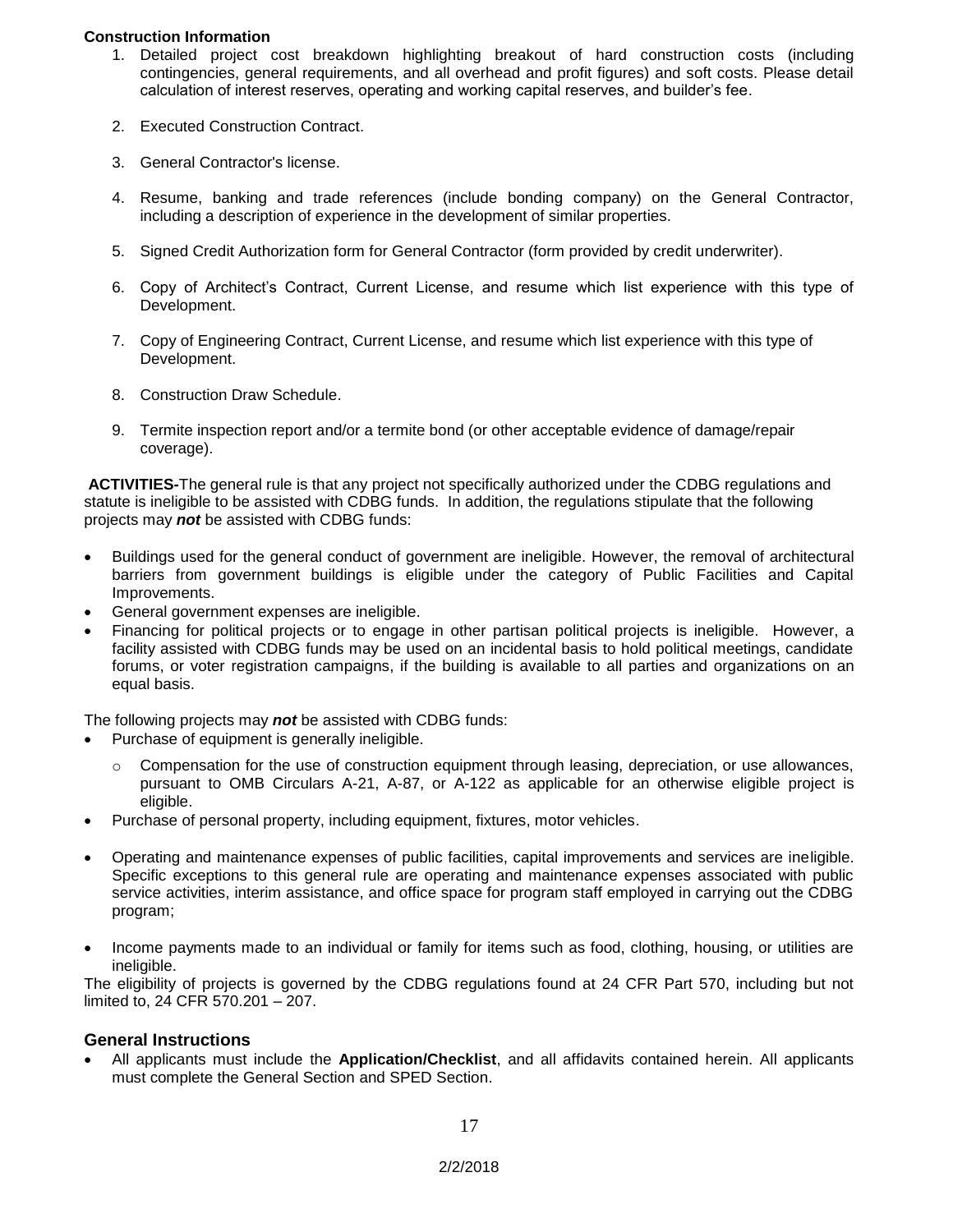**Construction Information**

1. Detailed project cost breakdown highlighting breakout of hard construction costs (including contingencies, general requirements, and all overhead and profit figures) and soft costs. Please detail calculation of interest reserves, operating and working capital reserves, and builder's fee.

2. Executed Construction Contract.

3. General Contractor's license.

4. Resume, banking and trade references (include bonding company) on the General Contractor, including a description of experience in the development of similar properties.

5. Signed Credit Authorization form for General Contractor (form provided by credit underwriter).

6. Copy of Architect's Contract, Current License, and resume which list experience with this type of Development.

7. Copy of Engineering Contract, Current License, and resume which list experience with this type of Development.

8. Construction Draw Schedule.

9. Termite inspection report and/or a termite bond (or other acceptable evidence of damage/repair coverage).

**ACTIVITIES-**The general rule is that any project not specifically authorized under the CDBG regulations and statute is ineligible to be assisted with CDBG funds. In addition, the regulations stipulate that the following projects may ***not*** be assisted with CDBG funds:

- Buildings used for the general conduct of government are ineligible. However, the removal of architectural barriers from government buildings is eligible under the category of Public Facilities and Capital Improvements.
- General government expenses are ineligible.
- Financing for political projects or to engage in other partisan political projects is ineligible. However, a facility assisted with CDBG funds may be used on an incidental basis to hold political meetings, candidate forums, or voter registration campaigns, if the building is available to all parties and organizations on an equal basis.

The following projects may ***not*** be assisted with CDBG funds:

- Purchase of equipment is generally ineligible.
  - Compensation for the use of construction equipment through leasing, depreciation, or use allowances, pursuant to OMB Circulars A-21, A-87, or A-122 as applicable for an otherwise eligible project is eligible.
- Purchase of personal property, including equipment, fixtures, motor vehicles.
- Operating and maintenance expenses of public facilities, capital improvements and services are ineligible. Specific exceptions to this general rule are operating and maintenance expenses associated with public service activities, interim assistance, and office space for program staff employed in carrying out the CDBG program;
- Income payments made to an individual or family for items such as food, clothing, housing, or utilities are ineligible.

The eligibility of projects is governed by the CDBG regulations found at 24 CFR Part 570, including but not limited to, 24 CFR 570.201 – 207.

## General Instructions

- All applicants must include the **Application/Checklist**, and all affidavits contained herein. All applicants must complete the General Section and SPED Section.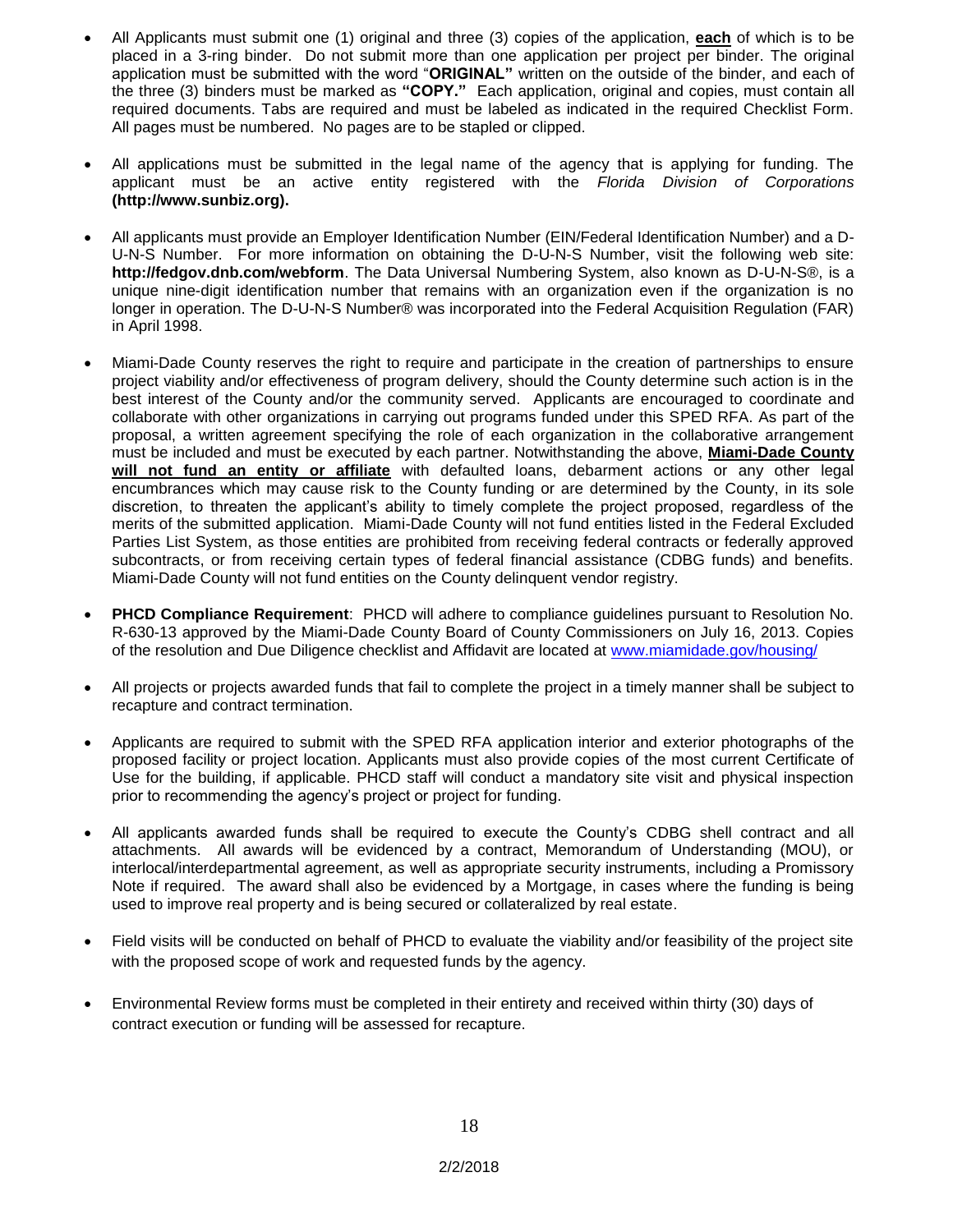- All Applicants must submit one (1) original and three (3) copies of the application, **each** of which is to be placed in a 3-ring binder. Do not submit more than one application per project per binder. The original application must be submitted with the word "**ORIGINAL"** written on the outside of the binder, and each of the three (3) binders must be marked as **"COPY."** Each application, original and copies, must contain all required documents. Tabs are required and must be labeled as indicated in the required Checklist Form. All pages must be numbered. No pages are to be stapled or clipped.

- All applications must be submitted in the legal name of the agency that is applying for funding. The applicant must be an active entity registered with the *Florida Division of Corporations* **(http://www.sunbiz.org).**

- All applicants must provide an Employer Identification Number (EIN/Federal Identification Number) and a D-U-N-S Number. For more information on obtaining the D-U-N-S Number, visit the following web site: **http://fedgov.dnb.com/webform**. The Data Universal Numbering System, also known as D-U-N-S®, is a unique nine-digit identification number that remains with an organization even if the organization is no longer in operation. The D-U-N-S Number® was incorporated into the Federal Acquisition Regulation (FAR) in April 1998.

- Miami-Dade County reserves the right to require and participate in the creation of partnerships to ensure project viability and/or effectiveness of program delivery, should the County determine such action is in the best interest of the County and/or the community served. Applicants are encouraged to coordinate and collaborate with other organizations in carrying out programs funded under this SPED RFA. As part of the proposal, a written agreement specifying the role of each organization in the collaborative arrangement must be included and must be executed by each partner. Notwithstanding the above, **Miami-Dade County will not fund an entity or affiliate** with defaulted loans, debarment actions or any other legal encumbrances which may cause risk to the County funding or are determined by the County, in its sole discretion, to threaten the applicant's ability to timely complete the project proposed, regardless of the merits of the submitted application. Miami-Dade County will not fund entities listed in the Federal Excluded Parties List System, as those entities are prohibited from receiving federal contracts or federally approved subcontracts, or from receiving certain types of federal financial assistance (CDBG funds) and benefits. Miami-Dade County will not fund entities on the County delinquent vendor registry.

- **PHCD Compliance Requirement**: PHCD will adhere to compliance guidelines pursuant to Resolution No. R-630-13 approved by the Miami-Dade County Board of County Commissioners on July 16, 2013. Copies of the resolution and Due Diligence checklist and Affidavit are located at www.miamidade.gov/housing/

- All projects or projects awarded funds that fail to complete the project in a timely manner shall be subject to recapture and contract termination.

- Applicants are required to submit with the SPED RFA application interior and exterior photographs of the proposed facility or project location. Applicants must also provide copies of the most current Certificate of Use for the building, if applicable. PHCD staff will conduct a mandatory site visit and physical inspection prior to recommending the agency's project or project for funding.

- All applicants awarded funds shall be required to execute the County's CDBG shell contract and all attachments. All awards will be evidenced by a contract, Memorandum of Understanding (MOU), or interlocal/interdepartmental agreement, as well as appropriate security instruments, including a Promissory Note if required. The award shall also be evidenced by a Mortgage, in cases where the funding is being used to improve real property and is being secured or collateralized by real estate.

- Field visits will be conducted on behalf of PHCD to evaluate the viability and/or feasibility of the project site with the proposed scope of work and requested funds by the agency.

- Environmental Review forms must be completed in their entirety and received within thirty (30) days of contract execution or funding will be assessed for recapture.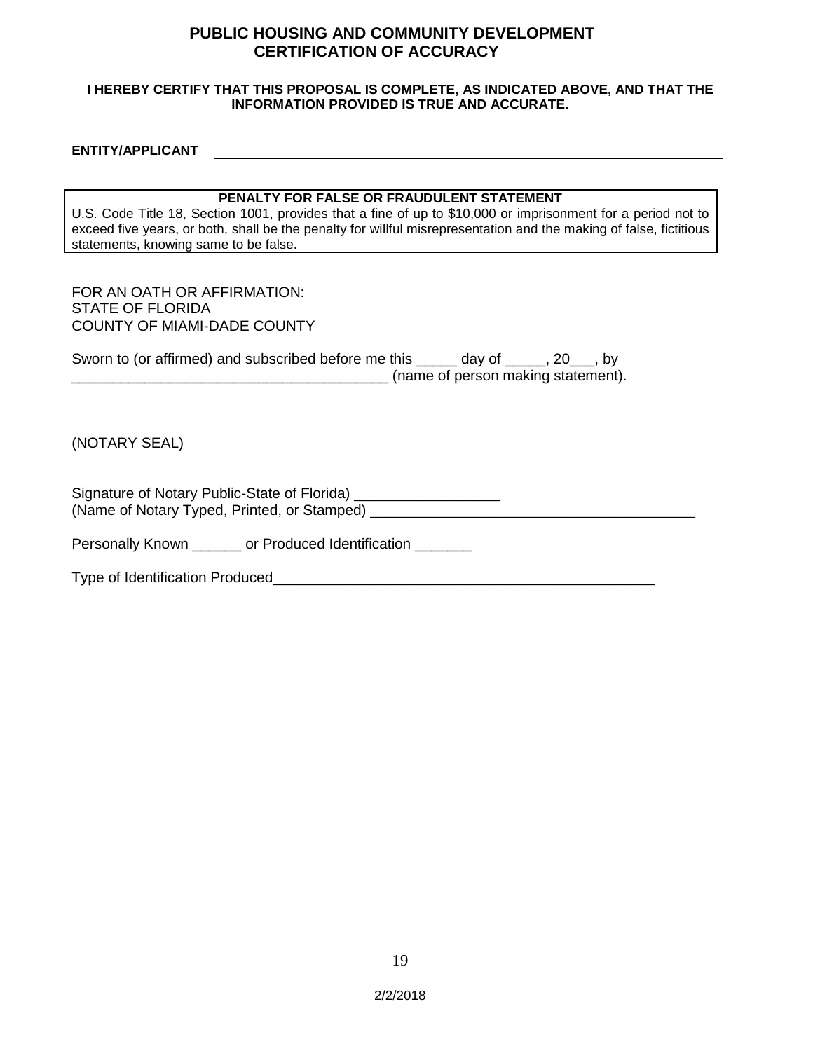# PUBLIC HOUSING AND COMMUNITY DEVELOPMENT
## CERTIFICATION OF ACCURACY

**I HEREBY CERTIFY THAT THIS PROPOSAL IS COMPLETE, AS INDICATED ABOVE, AND THAT THE INFORMATION PROVIDED IS TRUE AND ACCURATE.**

**ENTITY/APPLICANT** ______________________________________________

**PENALTY FOR FALSE OR FRAUDULENT STATEMENT**

U.S. Code Title 18, Section 1001, provides that a fine of up to $10,000 or imprisonment for a period not to exceed five years, or both, shall be the penalty for willful misrepresentation and the making of false, fictitious statements, knowing same to be false.

FOR AN OATH OR AFFIRMATION:
STATE OF FLORIDA
COUNTY OF MIAMI-DADE COUNTY

Sworn to (or affirmed) and subscribed before me this _____ day of _____, 20___, by _______________________________________ (name of person making statement).

(NOTARY SEAL)

Signature of Notary Public-State of Florida) __________________
(Name of Notary Typed, Printed, or Stamped) _______________________________________

Personally Known ______ or Produced Identification _______

Type of Identification Produced_________________________________________________

2/2/2018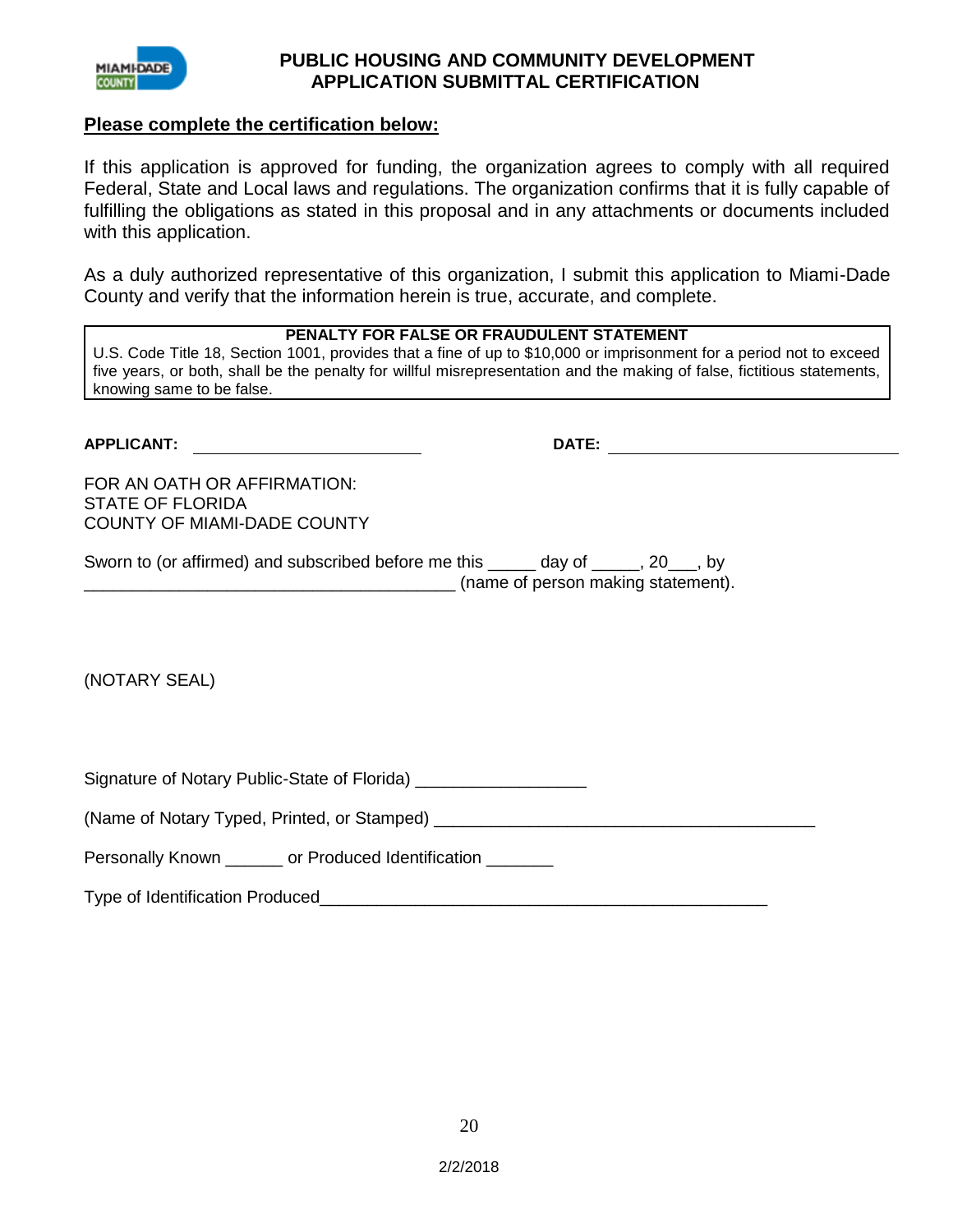# PUBLIC HOUSING AND COMMUNITY DEVELOPMENT
## APPLICATION SUBMITTAL CERTIFICATION

**Please complete the certification below:**

If this application is approved for funding, the organization agrees to comply with all required Federal, State and Local laws and regulations. The organization confirms that it is fully capable of fulfilling the obligations as stated in this proposal and in any attachments or documents included with this application.

As a duly authorized representative of this organization, I submit this application to Miami-Dade County and verify that the information herein is true, accurate, and complete.

| **PENALTY FOR FALSE OR FRAUDULENT STATEMENT** |
|---|
| U.S. Code Title 18, Section 1001, provides that a fine of up to $10,000 or imprisonment for a period not to exceed five years, or both, shall be the penalty for willful misrepresentation and the making of false, fictitious statements, knowing same to be false. |

**APPLICANT:** ______________________________ **DATE:** ______________________________

FOR AN OATH OR AFFIRMATION:
STATE OF FLORIDA
COUNTY OF MIAMI-DADE COUNTY

Sworn to (or affirmed) and subscribed before me this _____ day of _____, 20___, by _______________________________________ (name of person making statement).

(NOTARY SEAL)

Signature of Notary Public-State of Florida) _________________

(Name of Notary Typed, Printed, or Stamped) ________________________________________

Personally Known ______ or Produced Identification _______

Type of Identification Produced_______________________________________________

2/2/2018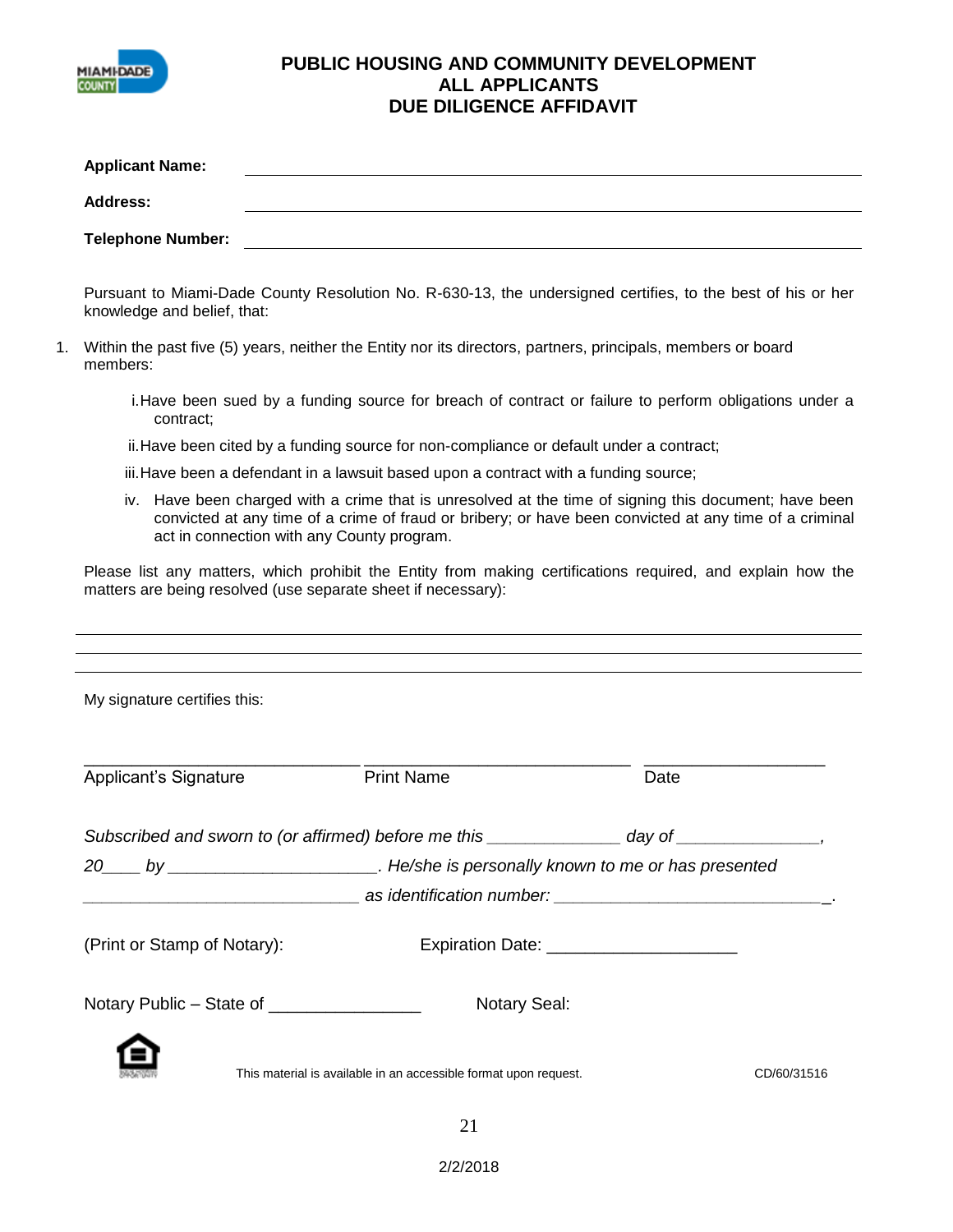# PUBLIC HOUSING AND COMMUNITY DEVELOPMENT
## ALL APPLICANTS
## DUE DILIGENCE AFFIDAVIT

**Applicant Name:** ______________________________________________

**Address:** ______________________________________________

**Telephone Number:** ______________________________________________

Pursuant to Miami-Dade County Resolution No. R-630-13, the undersigned certifies, to the best of his or her knowledge and belief, that:

1. Within the past five (5) years, neither the Entity nor its directors, partners, principals, members or board members:

   i. Have been sued by a funding source for breach of contract or failure to perform obligations under a contract;

   ii. Have been cited by a funding source for non-compliance or default under a contract;

   iii. Have been a defendant in a lawsuit based upon a contract with a funding source;

   iv. Have been charged with a crime that is unresolved at the time of signing this document; have been convicted at any time of a crime of fraud or bribery; or have been convicted at any time of a criminal act in connection with any County program.

Please list any matters, which prohibit the Entity from making certifications required, and explain how the matters are being resolved (use separate sheet if necessary):

______________________________________________

______________________________________________

______________________________________________

My signature certifies this:

______________________________ ______________________________ ____________________

Applicant's Signature Print Name Date

*Subscribed and sworn to (or affirmed) before me this _____________ day of ______________,*

*20____ by ______________________. He/she is personally known to me or has presented*

*____________________________ as identification number: ___________________________.*

(Print or Stamp of Notary): Expiration Date: ___________________

Notary Public – State of _______________ Notary Seal:

This material is available in an accessible format upon request.

CD/60/31516

2/2/2018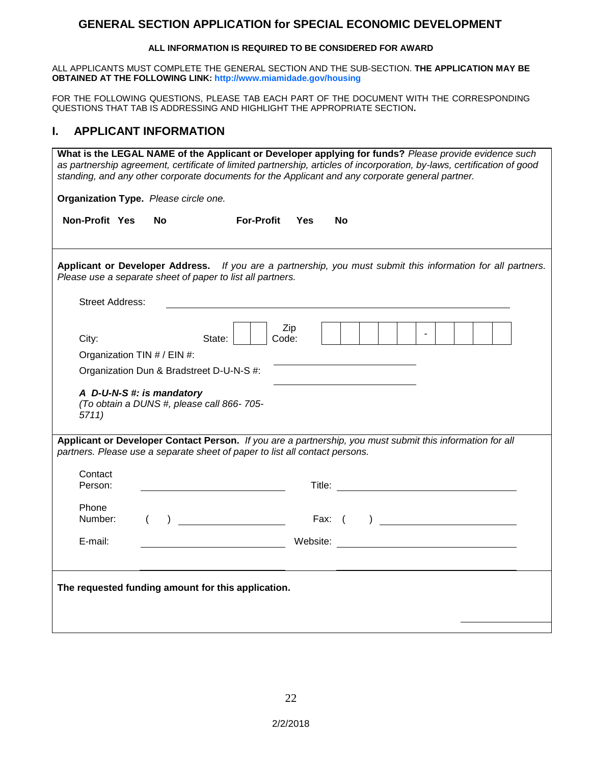# GENERAL SECTION APPLICATION for SPECIAL ECONOMIC DEVELOPMENT

**ALL INFORMATION IS REQUIRED TO BE CONSIDERED FOR AWARD**

ALL APPLICANTS MUST COMPLETE THE GENERAL SECTION AND THE SUB-SECTION. **THE APPLICATION MAY BE OBTAINED AT THE FOLLOWING LINK: http://www.miamidade.gov/housing**

FOR THE FOLLOWING QUESTIONS, PLEASE TAB EACH PART OF THE DOCUMENT WITH THE CORRESPONDING QUESTIONS THAT TAB IS ADDRESSING AND HIGHLIGHT THE APPROPRIATE SECTION**.**

## I. APPLICANT INFORMATION

**What is the LEGAL NAME of the Applicant or Developer applying for funds?** *Please provide evidence such as partnership agreement, certificate of limited partnership, articles of incorporation, by-laws, certification of good standing, and any other corporate documents for the Applicant and any corporate general partner.*

**Organization Type.** *Please circle one.*

**Non-Profit Yes No** **For-Profit Yes No**

---

**Applicant or Developer Address.** *If you are a partnership, you must submit this information for all partners. Please use a separate sheet of paper to list all partners.*

Street Address: ______________________________

City: State: Zip Code: -

Organization TIN # / EIN #: ______________________________

Organization Dun & Bradstreet D-U-N-S #: ______________________________

***A D-U-N-S #: is mandatory***
*(To obtain a DUNS #, please call 866- 705-5711)*

---

**Applicant or Developer Contact Person.** *If you are a partnership, you must submit this information for all partners. Please use a separate sheet of paper to list all contact persons.*

Contact Person: ______________________________ Title: ______________________________

Phone Number: ( ) ______________________________ Fax: ( ) ______________________________

E-mail: ______________________________ Website: ______________________________

---

**The requested funding amount for this application.** ______________________________

2/2/2018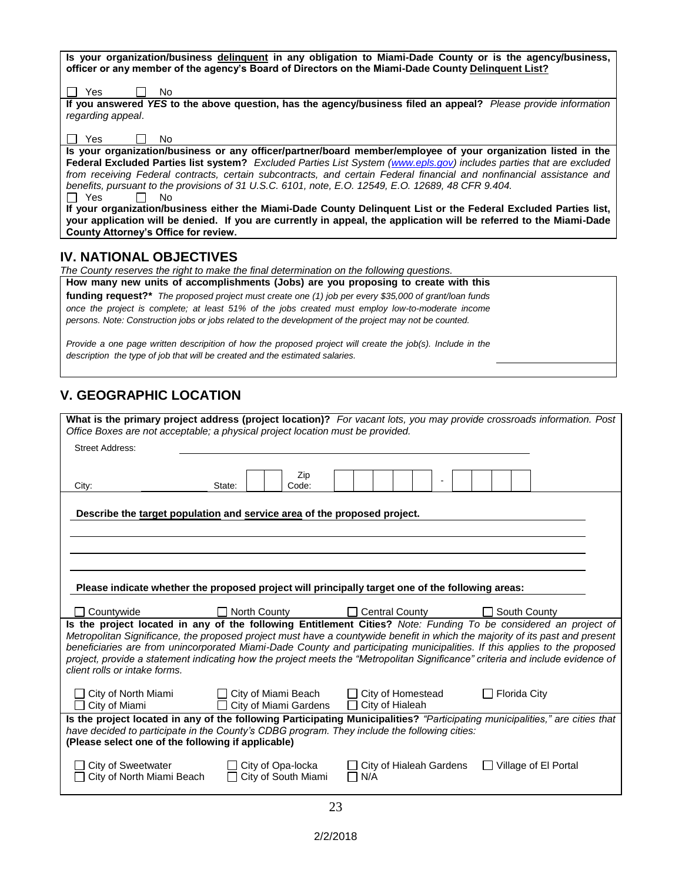**Is your organization/business <u>delinquent</u> in any obligation to Miami-Dade County or is the agency/business, officer or any member of the agency's Board of Directors on the Miami-Dade County <u>Delinquent List?</u>**

☐ Yes ☐ No

**If you answered *YES* to the above question, has the agency/business filed an appeal?** *Please provide information regarding appeal*.

☐ Yes ☐ No

**Is your organization/business or any officer/partner/board member/employee of your organization listed in the Federal Excluded Parties list system?** *Excluded Parties List System (www.epls.gov) includes parties that are excluded from receiving Federal contracts, certain subcontracts, and certain Federal financial and nonfinancial assistance and benefits, pursuant to the provisions of 31 U.S.C. 6101, note, E.O. 12549, E.O. 12689, 48 CFR 9.404.*

☐ Yes ☐ No

**If your organization/business either the Miami-Dade County Delinquent List or the Federal Excluded Parties list, your application will be denied. If you are currently in appeal, the application will be referred to the Miami-Dade County Attorney's Office for review.**

## IV. NATIONAL OBJECTIVES

*The County reserves the right to make the final determination on the following questions.*

**How many new units of accomplishments (Jobs) are you proposing to create with this funding request?*** *The proposed project must create one (1) job per every $35,000 of grant/loan funds once the project is complete; at least 51% of the jobs created must employ low-to-moderate income persons. Note: Construction jobs or jobs related to the development of the project may not be counted.* \_\_\_\_\_\_\_\_\_\_

*Provide a one page written descripition of how the proposed project will create the job(s). Include in the description the type of job that will be created and the estimated salaries.*

## V. GEOGRAPHIC LOCATION

**What is the primary project address (project location)?** *For vacant lots, you may provide crossroads information. Post Office Boxes are not acceptable; a physical project location must be provided.*

Street Address: \_\_\_\_\_\_\_\_\_\_\_\_\_\_\_\_\_\_\_\_\_\_\_\_\_\_\_\_\_\_

City: \_\_\_\_\_\_\_\_\_\_ State: \_\_ \_\_ Zip Code: \_\_ \_\_ \_\_ \_\_ \_\_ - \_\_ \_\_ \_\_ \_\_

**Describe the <u>target population</u> and <u>service area</u> of the proposed project.**

\_\_\_\_\_\_\_\_\_\_\_\_\_\_\_\_\_\_\_\_\_\_\_\_\_\_\_\_\_\_

\_\_\_\_\_\_\_\_\_\_\_\_\_\_\_\_\_\_\_\_\_\_\_\_\_\_\_\_\_\_

\_\_\_\_\_\_\_\_\_\_\_\_\_\_\_\_\_\_\_\_\_\_\_\_\_\_\_\_\_\_

**Please indicate whether the proposed project will principally target one of the following areas:**

☐ Countywide ☐ North County ☐ Central County ☐ South County

**Is the project located in any of the following Entitlement Cities?** *Note: Funding To be considered an project of Metropolitan Significance, the proposed project must have a countywide benefit in which the majority of its past and present beneficiaries are from unincorporated Miami-Dade County and participating municipalities. If this applies to the proposed project, provide a statement indicating how the project meets the "Metropolitan Significance" criteria and include evidence of client rolls or intake forms.*

☐ City of North Miami ☐ City of Miami Beach ☐ City of Homestead ☐ Florida City
☐ City of Miami ☐ City of Miami Gardens ☐ City of Hialeah

**Is the project located in any of the following Participating Municipalities?** *"Participating municipalities," are cities that have decided to participate in the County's CDBG program. They include the following cities:*
**(Please select one of the following if applicable)**

☐ City of Sweetwater ☐ City of Opa-locka ☐ City of Hialeah Gardens ☐ Village of El Portal
☐ City of North Miami Beach ☐ City of South Miami ☐ N/A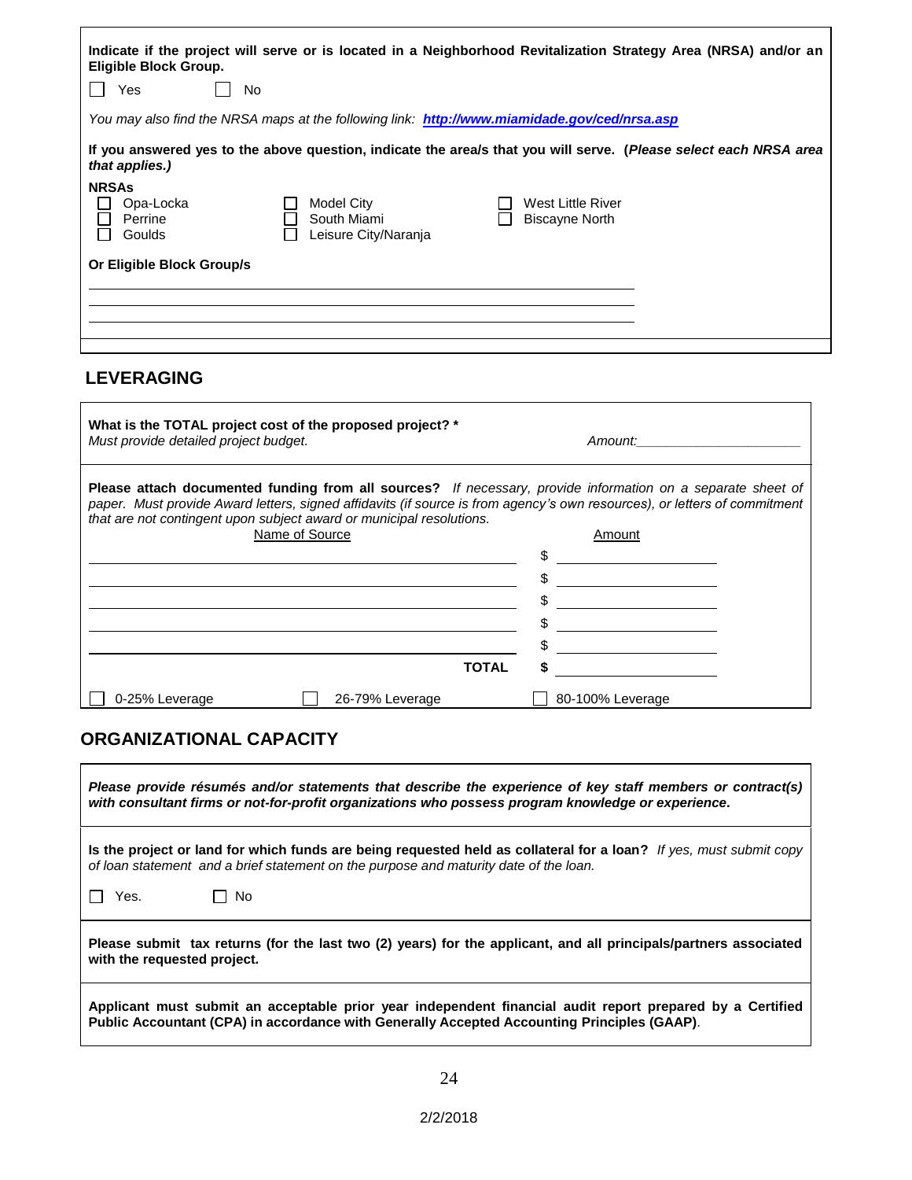**Indicate if the project will serve or is located in a Neighborhood Revitalization Strategy Area (NRSA) and/or an Eligible Block Group.**

☐ Yes ☐ No

*You may also find the NRSA maps at the following link:* ***http://www.miamidade.gov/ced/nrsa.asp***

**If you answered yes to the above question, indicate the area/s that you will serve. (*Please select each NRSA area that applies.)***

**NRSAs**

| | | |
|---|---|---|
| ☐ Opa-Locka | ☐ Model City | ☐ West Little River |
| ☐ Perrine | ☐ South Miami | ☐ Biscayne North |
| ☐ Goulds | ☐ Leisure City/Naranja | |

**Or Eligible Block Group/s**

______________________________________________

______________________________________________

______________________________________________

## LEVERAGING

**What is the TOTAL project cost of the proposed project? ***
*Must provide detailed project budget.*

*Amount:*______________________

**Please attach documented funding from all sources?** *If necessary, provide information on a separate sheet of paper. Must provide Award letters, signed affidavits (if source is from agency's own resources), or letters of commitment that are not contingent upon subject award or municipal resolutions.*

| Name of Source | Amount |
|---|---|
| | $ |
| | $ |
| | $ |
| | $ |
| | $ |
| **TOTAL** | **$** |

☐ 0-25% Leverage ☐ 26-79% Leverage ☐ 80-100% Leverage

## ORGANIZATIONAL CAPACITY

***Please provide résumés and/or statements that describe the experience of key staff members or contract(s) with consultant firms or not-for-profit organizations who possess program knowledge or experience.***

**Is the project or land for which funds are being requested held as collateral for a loan?** *If yes, must submit copy of loan statement and a brief statement on the purpose and maturity date of the loan.*

☐ Yes. ☐ No

**Please submit tax returns (for the last two (2) years) for the applicant, and all principals/partners associated with the requested project.**

**Applicant must submit an acceptable prior year independent financial audit report prepared by a Certified Public Accountant (CPA) in accordance with Generally Accepted Accounting Principles (GAAP)**.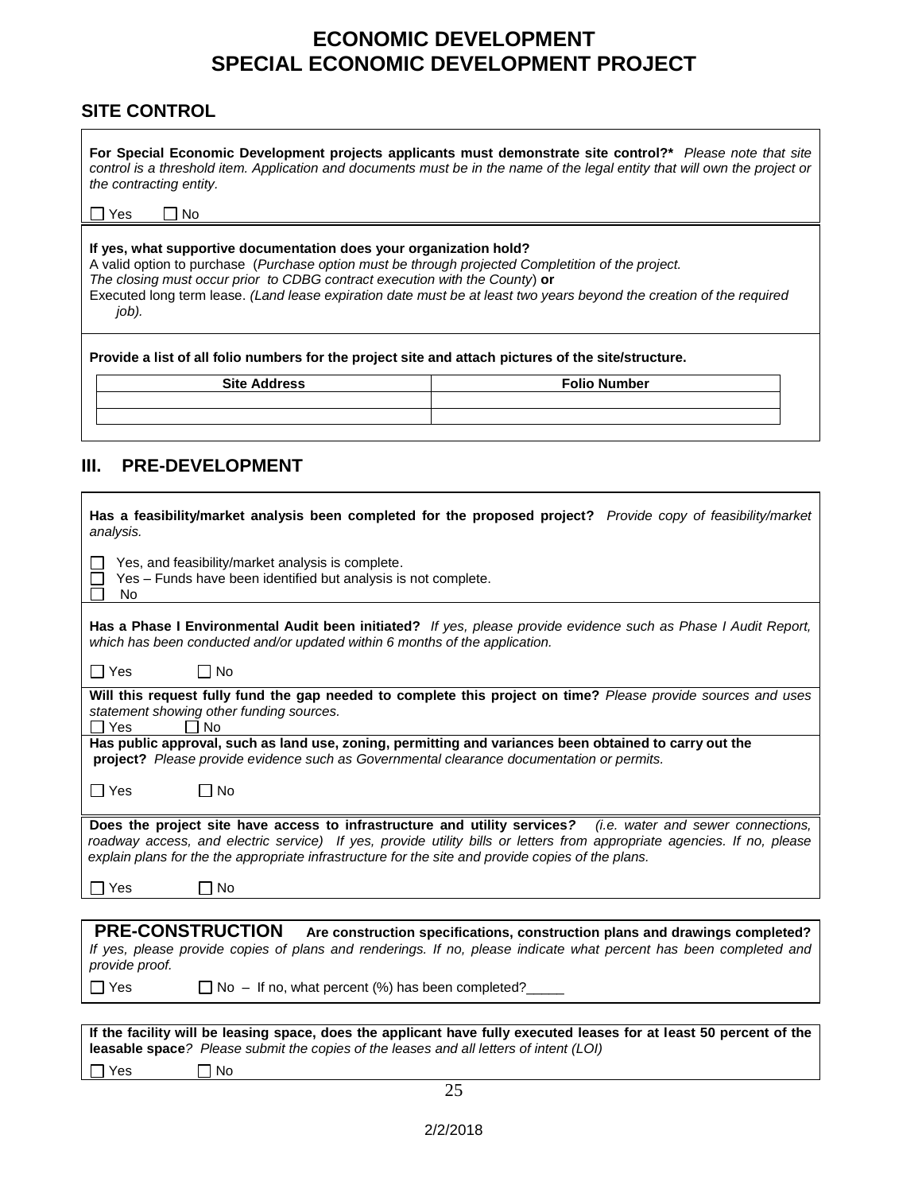# ECONOMIC DEVELOPMENT
# SPECIAL ECONOMIC DEVELOPMENT PROJECT

## SITE CONTROL

**For Special Economic Development projects applicants must demonstrate site control?*** *Please note that site control is a threshold item. Application and documents must be in the name of the legal entity that will own the project or the contracting entity.*

☐ Yes ☐ No

**If yes, what supportive documentation does your organization hold?**
A valid option to purchase (*Purchase option must be through projected Completition of the project. The closing must occur prior to CDBG contract execution with the County*) **or**
Executed long term lease. *(Land lease expiration date must be at least two years beyond the creation of the required job).*

**Provide a list of all folio numbers for the project site and attach pictures of the site/structure.**

| Site Address | Folio Number |
|---|---|
| | |
| | |

## III. PRE-DEVELOPMENT

**Has a feasibility/market analysis been completed for the proposed project?** *Provide copy of feasibility/market analysis.*

☐ Yes, and feasibility/market analysis is complete.
☐ Yes – Funds have been identified but analysis is not complete.
☐ No

**Has a Phase I Environmental Audit been initiated?** *If yes, please provide evidence such as Phase I Audit Report, which has been conducted and/or updated within 6 months of the application.*

☐ Yes ☐ No

**Will this request fully fund the gap needed to complete this project on time?** *Please provide sources and uses statement showing other funding sources.*
☐ Yes ☐ No

**Has public approval, such as land use, zoning, permitting and variances been obtained to carry out the project?** *Please provide evidence such as Governmental clearance documentation or permits.*

☐ Yes ☐ No

**Does the project site have access to infrastructure and utility services?** *(i.e. water and sewer connections, roadway access, and electric service) If yes, provide utility bills or letters from appropriate agencies. If no, please explain plans for the the appropriate infrastructure for the site and provide copies of the plans.*

☐ Yes ☐ No

**PRE-CONSTRUCTION** **Are construction specifications, construction plans and drawings completed?** *If yes, please provide copies of plans and renderings. If no, please indicate what percent has been completed and provide proof.*

☐ Yes ☐ No – If no, what percent (%) has been completed?_____

**If the facility will be leasing space, does the applicant have fully executed leases for at least 50 percent of the leasable space**? *Please submit the copies of the leases and all letters of intent (LOI)*

☐ Yes ☐ No

2/2/2018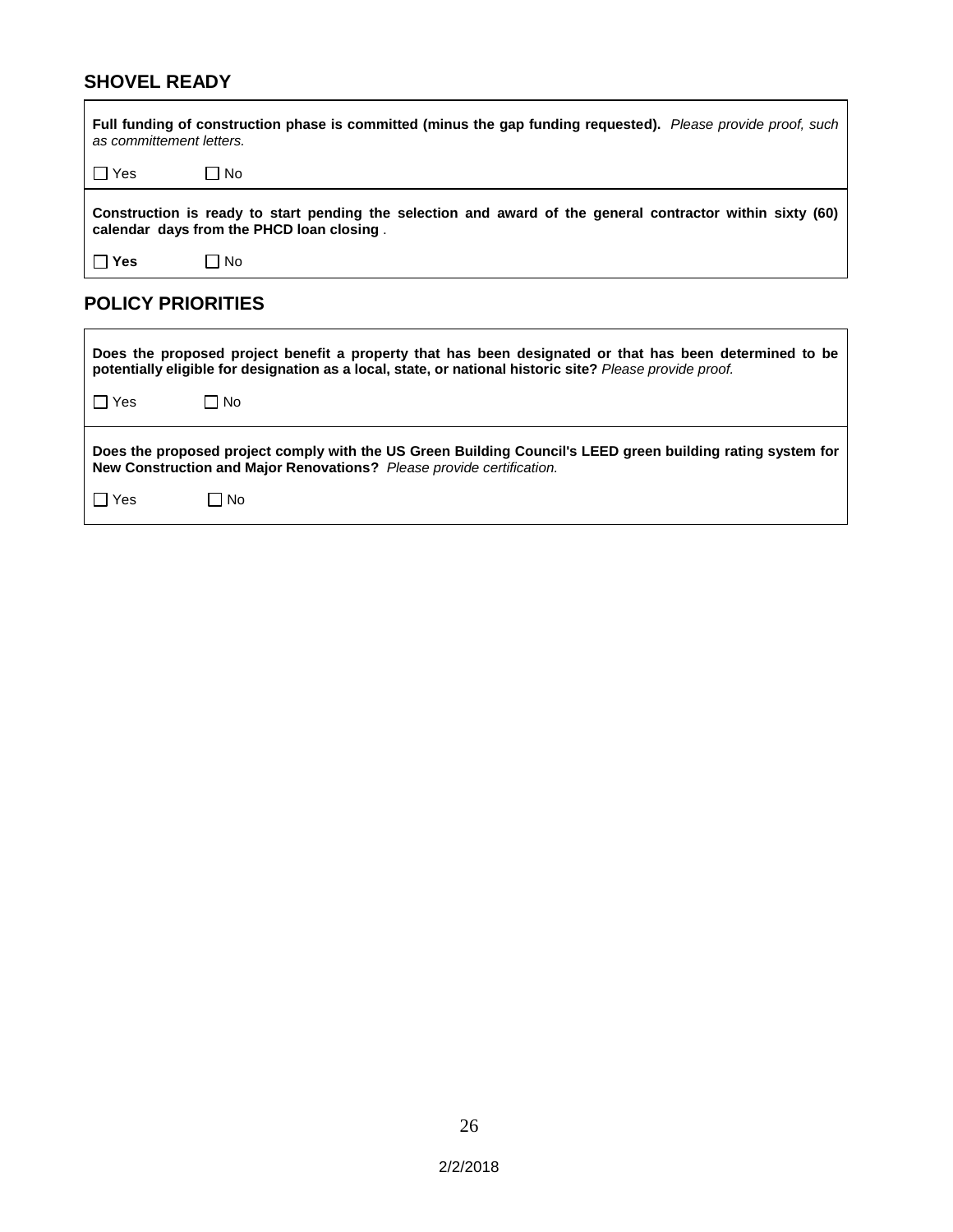## SHOVEL READY

**Full funding of construction phase is committed (minus the gap funding requested).** *Please provide proof, such as committement letters.*

☐ Yes ☐ No

**Construction is ready to start pending the selection and award of the general contractor within sixty (60) calendar days from the PHCD loan closing** .

☐ **Yes** ☐ No

## POLICY PRIORITIES

**Does the proposed project benefit a property that has been designated or that has been determined to be potentially eligible for designation as a local, state, or national historic site?** *Please provide proof.*

☐ Yes ☐ No

**Does the proposed project comply with the US Green Building Council's LEED green building rating system for New Construction and Major Renovations?** *Please provide certification.*

☐ Yes ☐ No

2/2/2018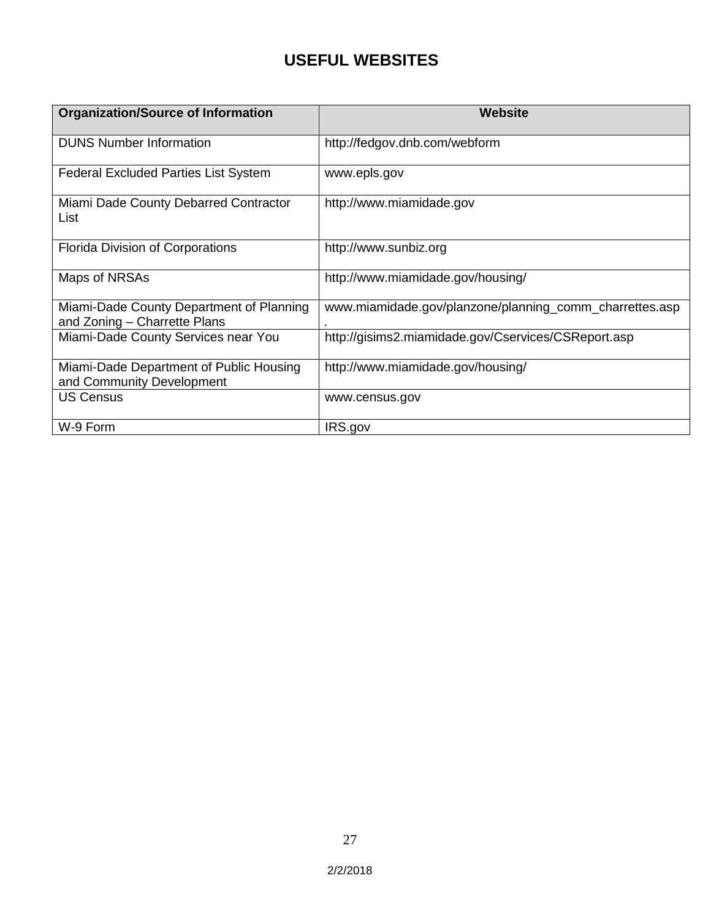# USEFUL WEBSITES

| Organization/Source of Information | Website |
|---|---|
| DUNS Number Information | http://fedgov.dnb.com/webform |
| Federal Excluded Parties List System | www.epls.gov |
| Miami Dade County Debarred Contractor List | http://www.miamidade.gov |
| Florida Division of Corporations | http://www.sunbiz.org |
| Maps of NRSAs | http://www.miamidade.gov/housing/ |
| Miami-Dade County Department of Planning and Zoning – Charrette Plans | www.miamidade.gov/planzone/planning_comm_charrettes.asp. |
| Miami-Dade County Services near You | http://gisims2.miamidade.gov/Cservices/CSReport.asp |
| Miami-Dade Department of Public Housing and Community Development | http://www.miamidade.gov/housing/ |
| US Census | www.census.gov |
| W-9 Form | IRS.gov |

2/2/2018